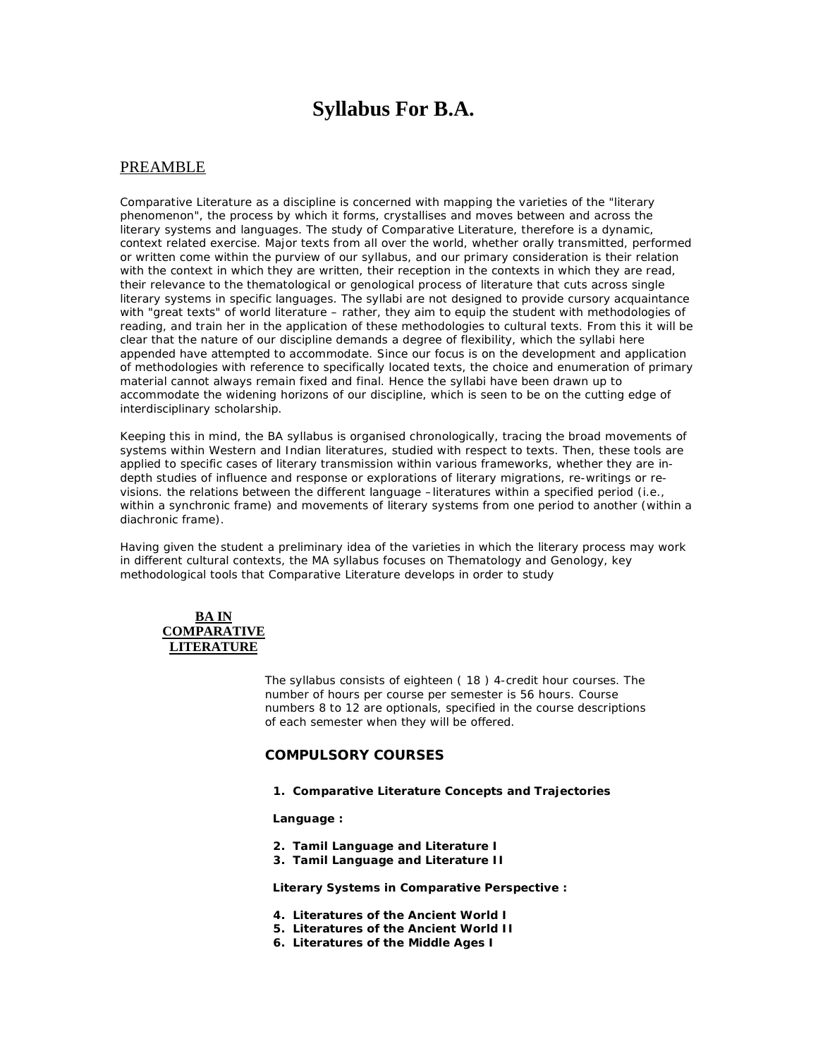# Syllabus For B.A.

## PREAMBLE

Comparative Literature as a discipline is concerned with mapping the varieties of the "literary phenomenon", the process by which it forms, crystallises and moves between and across the literary systems and languages. The study of Comparative Literature, therefore is a dynamic, context related exercise. Major texts from all over the world, whether orally transmitted, performed or written come within the purview of our syllabus, and our primary consideration is their relation with the context in which they are written, their reception in the contexts in which they are read, their relevance to the thematological or genological process of literature that cuts across single literary systems in specific languages. The syllabi are not designed to provide cursory acquaintance with "great texts" of world literature – rather, they aim to equip the student with methodologies of reading, and train her in the application of these methodologies to cultural texts. From this it will be clear that the nature of our discipline demands a degree of flexibility, which the syllabi here appended have attempted to accommodate. Since our focus is on the development and application of methodologies with reference to specifically located texts, the choice and enumeration of primary material cannot always remain fixed and final. Hence the syllabi have been drawn up to accommodate the widening horizons of our discipline, which is seen to be on the cutting edge of interdisciplinary scholarship.

Keeping this in mind, the BA syllabus is organised chronologically, tracing the broad movements of systems within Western and Indian literatures, studied with respect to texts. Then, these tools are applied to specific cases of literary transmission within various frameworks, whether they are in-depth studies of influence and response or explorations of literary migrations, re-writings or re-visions. the relations between the different language –literatures within a specified period (i.e., within a synchronic frame) and movements of literary systems from one period to another (within a diachronic frame).

Having given the student a preliminary idea of the varieties in which the literary process may work in different cultural contexts, the MA syllabus focuses on Thematology and Genology, key methodological tools that Comparative Literature develops in order to study

## BA IN COMPARATIVE LITERATURE

The syllabus consists of eighteen ( 18 ) 4-credit hour courses. The number of hours per course per semester is 56 hours. Course numbers 8 to 12 are optionals, specified in the course descriptions of each semester when they will be offered.

### COMPULSORY COURSES

1. **Comparative Literature Concepts and Trajectories**

**Language :**

2. **Tamil Language and Literature I**
3. **Tamil Language and Literature II**

**Literary Systems in Comparative Perspective :**

4. **Literatures of the Ancient World I**
5. **Literatures of the Ancient World II**
6. **Literatures of the Middle Ages I**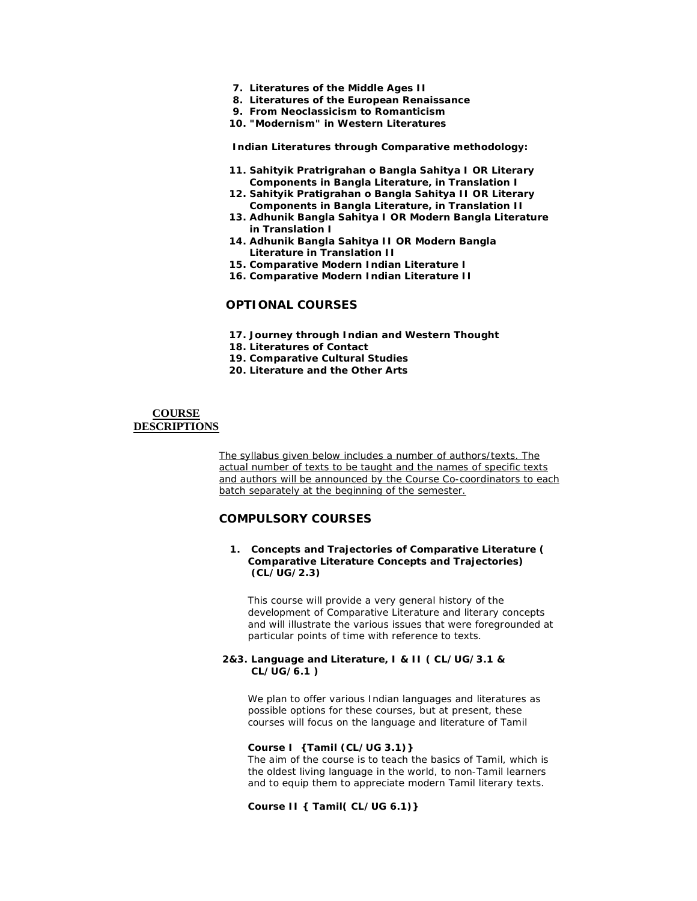7. **Literatures of the Middle Ages II**
8. **Literatures of the European Renaissance**
9. **From Neoclassicism to Romanticism**
10. **"Modernism" in Western Literatures**

**Indian Literatures through Comparative methodology:**

11. **Sahityik Pratrigrahan o Bangla Sahitya I OR Literary Components in Bangla Literature, in Translation I**
12. **Sahityik Pratigrahan o Bangla Sahitya II OR Literary Components in Bangla Literature, in Translation II**
13. **Adhunik Bangla Sahitya I OR Modern Bangla Literature in Translation I**
14. **Adhunik Bangla Sahitya II OR Modern Bangla Literature in Translation II**
15. **Comparative Modern Indian Literature I**
16. **Comparative Modern Indian Literature II**

## OPTIONAL COURSES

17. **Journey through Indian and Western Thought**
18. **Literatures of Contact**
19. **Comparative Cultural Studies**
20. **Literature and the Other Arts**

## COURSE DESCRIPTIONS

The syllabus given below includes a number of authors/texts. The actual number of texts to be taught and the names of specific texts and authors will be announced by the Course Co-coordinators to each batch separately at the beginning of the semester.

## COMPULSORY COURSES

### 1. Concepts and Trajectories of Comparative Literature ( Comparative Literature Concepts and Trajectories) (CL/UG/2.3)

This course will provide a very general history of the development of Comparative Literature and literary concepts and will illustrate the various issues that were foregrounded at particular points of time with reference to texts.

### 2&3. Language and Literature, I & II ( CL/UG/3.1 & CL/UG/6.1 )

We plan to offer various Indian languages and literatures as possible options for these courses, but at present, these courses will focus on the language and literature of Tamil

**Course I {Tamil (CL/UG 3.1)}**

The aim of the course is to teach the basics of Tamil, which is the oldest living language in the world, to non-Tamil learners and to equip them to appreciate modern Tamil literary texts.

**Course II { Tamil( CL/UG 6.1)}**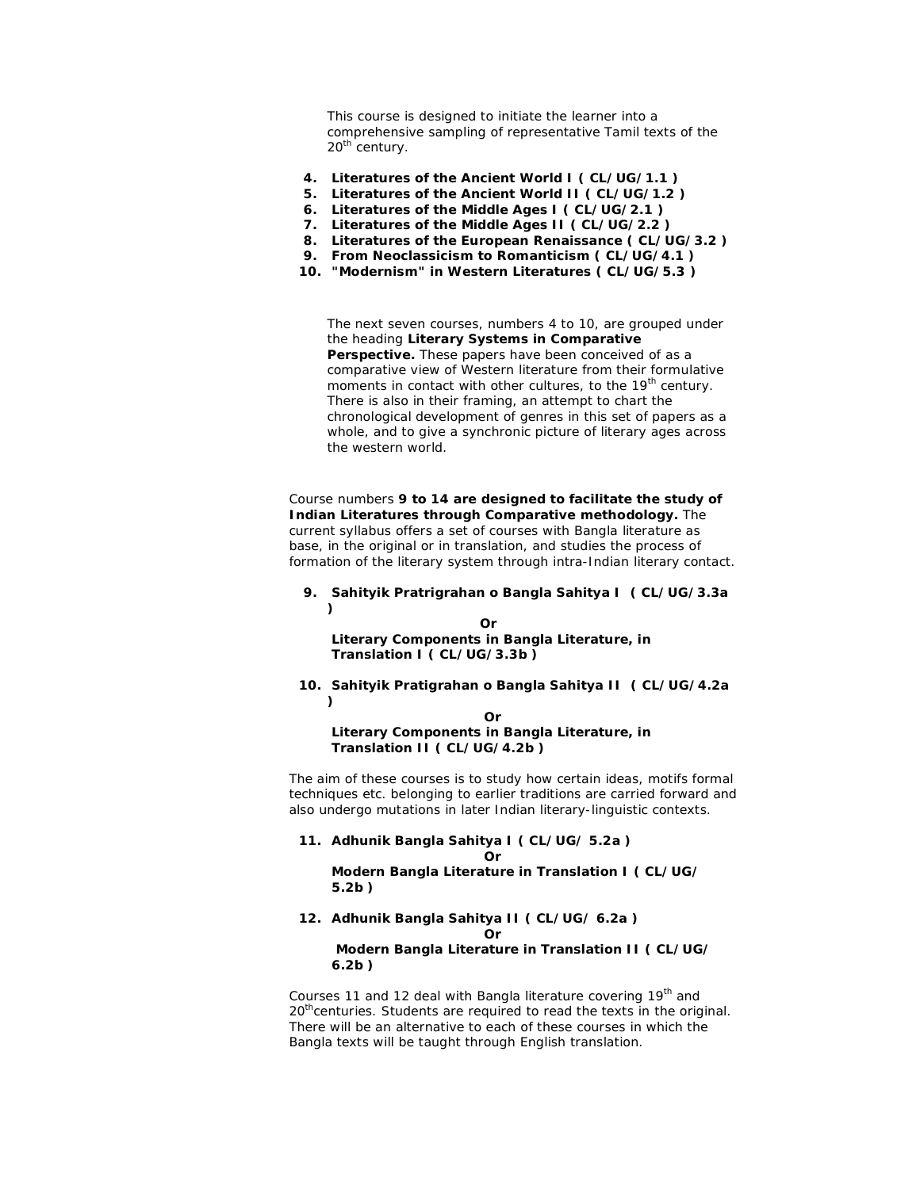This course is designed to initiate the learner into a comprehensive sampling of representative Tamil texts of the 20th century.

4. **Literatures of the Ancient World I ( CL/UG/1.1 )**
5. **Literatures of the Ancient World II ( CL/UG/1.2 )**
6. **Literatures of the Middle Ages I ( CL/UG/2.1 )**
7. **Literatures of the Middle Ages II ( CL/UG/2.2 )**
8. **Literatures of the European Renaissance ( CL/UG/3.2 )**
9. **From Neoclassicism to Romanticism ( CL/UG/4.1 )**
10. **"Modernism" in Western Literatures ( CL/UG/5.3 )**

The next seven courses, numbers 4 to 10, are grouped under the heading **Literary Systems in Comparative Perspective.** These papers have been conceived of as a comparative view of Western literature from their formulative moments in contact with other cultures, to the 19th century. There is also in their framing, an attempt to chart the chronological development of genres in this set of papers as a whole, and to give a synchronic picture of literary ages across the western world.

Course numbers **9 to 14 are designed to facilitate the study of Indian Literatures through Comparative methodology.** The current syllabus offers a set of courses with Bangla literature as base, in the original or in translation, and studies the process of formation of the literary system through intra-Indian literary contact.

9. **Sahityik Pratrigrahan o Bangla Sahitya I ( CL/UG/3.3a )**

   **Or**

   **Literary Components in Bangla Literature, in Translation I ( CL/UG/3.3b )**

10. **Sahityik Pratigrahan o Bangla Sahitya II ( CL/UG/4.2a )**

    **Or**

    **Literary Components in Bangla Literature, in Translation II ( CL/UG/4.2b )**

The aim of these courses is to study how certain ideas, motifs formal techniques etc. belonging to earlier traditions are carried forward and also undergo mutations in later Indian literary-linguistic contexts.

11. **Adhunik Bangla Sahitya I ( CL/UG/ 5.2a )**

    **Or**

    **Modern Bangla Literature in Translation I ( CL/UG/ 5.2b )**

12. **Adhunik Bangla Sahitya II ( CL/UG/ 6.2a )**

    **Or**

    **Modern Bangla Literature in Translation II ( CL/UG/ 6.2b )**

Courses 11 and 12 deal with Bangla literature covering 19th and 20th centuries. Students are required to read the texts in the original. There will be an alternative to each of these courses in which the Bangla texts will be taught through English translation.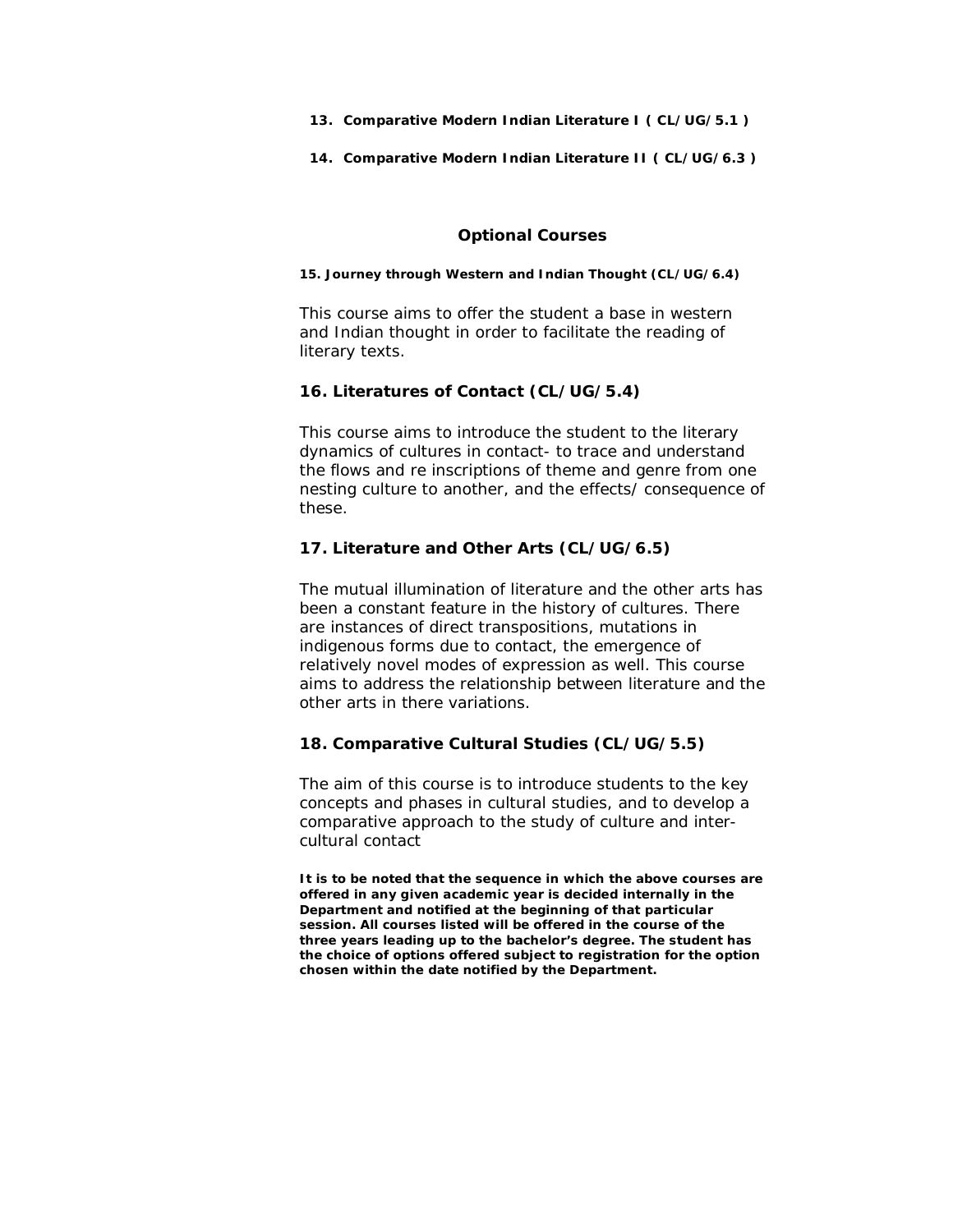13. **Comparative Modern Indian Literature I ( CL/UG/5.1 )**

14. **Comparative Modern Indian Literature II ( CL/UG/6.3 )**

## Optional Courses

**15. Journey through Western and Indian Thought (CL/UG/6.4)**

This course aims to offer the student a base in western and Indian thought in order to facilitate the reading of literary texts.

### 16. Literatures of Contact (CL/UG/5.4)

This course aims to introduce the student to the literary dynamics of cultures in contact- to trace and understand the flows and re inscriptions of theme and genre from one nesting culture to another, and the effects/ consequence of these.

### 17. Literature and Other Arts (CL/UG/6.5)

The mutual illumination of literature and the other arts has been a constant feature in the history of cultures. There are instances of direct transpositions, mutations in indigenous forms due to contact, the emergence of relatively novel modes of expression as well. This course aims to address the relationship between literature and the other arts in there variations.

### 18. Comparative Cultural Studies (CL/UG/5.5)

The aim of this course is to introduce students to the key concepts and phases in cultural studies, and to develop a comparative approach to the study of culture and inter-cultural contact

**It is to be noted that the sequence in which the above courses are offered in any given academic year is decided internally in the Department and notified at the beginning of that particular session. All courses listed will be offered in the course of the three years leading up to the bachelor's degree. The student has the choice of options offered subject to registration for the option chosen within the date notified by the Department.**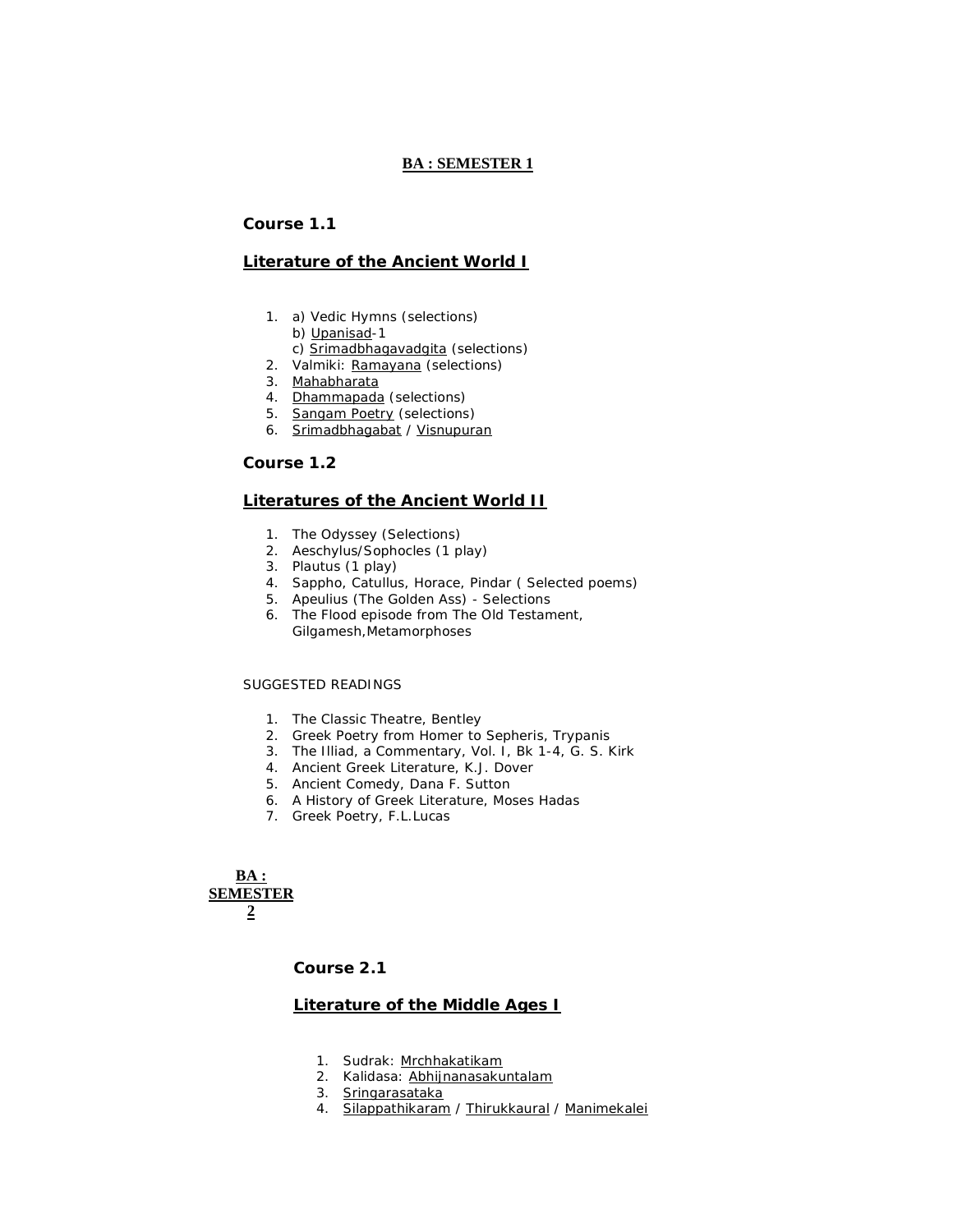# BA : SEMESTER 1

## Course 1.1

## Literature of the Ancient World I

1. a) Vedic Hymns (selections)
   b) Upanisad-1
   c) Srimadbhagavadgita (selections)
2. Valmiki: Ramayana (selections)
3. Mahabharata
4. Dhammapada (selections)
5. Sangam Poetry (selections)
6. Srimadbhagabat / Visnupuran

## Course 1.2

## Literatures of the Ancient World II

1. The Odyssey (Selections)
2. Aeschylus/Sophocles (1 play)
3. Plautus (1 play)
4. Sappho, Catullus, Horace, Pindar ( Selected poems)
5. Apeulius (The Golden Ass) - Selections
6. The Flood episode from The Old Testament, Gilgamesh,Metamorphoses

SUGGESTED READINGS

1. The Classic Theatre, Bentley
2. Greek Poetry from Homer to Sepheris, Trypanis
3. The Illiad, a Commentary, Vol. I, Bk 1-4, G. S. Kirk
4. Ancient Greek Literature, K.J. Dover
5. Ancient Comedy, Dana F. Sutton
6. A History of Greek Literature, Moses Hadas
7. Greek Poetry, F.L.Lucas

# BA : SEMESTER 2

## Course 2.1

## Literature of the Middle Ages I

1. Sudrak: Mrchhakatikam
2. Kalidasa: Abhijnanasakuntalam
3. Sringarasataka
4. Silappathikaram / Thirukkaural / Manimekalei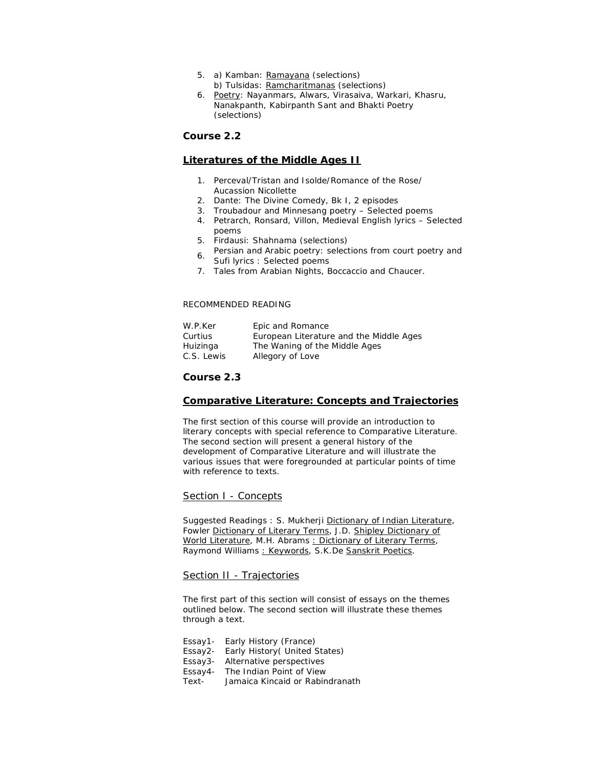5. a) Kamban: Ramayana (selections)
   b) Tulsidas: Ramcharitmanas (selections)
6. Poetry: Nayanmars, Alwars, Virasaiva, Warkari, Khasru, Nanakpanth, Kabirpanth Sant and Bhakti Poetry (selections)

### Course 2.2

### Literatures of the Middle Ages II

1. Perceval/Tristan and Isolde/Romance of the Rose/ Aucassion Nicollette
2. Dante: The Divine Comedy, Bk I, 2 episodes
3. Troubadour and Minnesang poetry – Selected poems
4. Petrarch, Ronsard, Villon, Medieval English lyrics – Selected poems
5. Firdausi: Shahnama (selections)
6. Persian and Arabic poetry: selections from court poetry and Sufi lyrics : Selected poems
7. Tales from Arabian Nights, Boccaccio and Chaucer.

RECOMMENDED READING

| | |
|---|---|
| W.P.Ker | Epic and Romance |
| Curtius | European Literature and the Middle Ages |
| Huizinga | The Waning of the Middle Ages |
| C.S. Lewis | Allegory of Love |

### Course 2.3

### Comparative Literature: Concepts and Trajectories

The first section of this course will provide an introduction to literary concepts with special reference to Comparative Literature. The second section will present a general history of the development of Comparative Literature and will illustrate the various issues that were foregrounded at particular points of time with reference to texts.

#### Section I - Concepts

Suggested Readings : S. Mukherji Dictionary of Indian Literature, Fowler Dictionary of Literary Terms, J.D. Shipley Dictionary of World Literature, M.H. Abrams : Dictionary of Literary Terms, Raymond Williams : Keywords, S.K.De Sanskrit Poetics.

#### Section II - Trajectories

The first part of this section will consist of essays on the themes outlined below. The second section will illustrate these themes through a text.

| | |
|---|---|
| Essay1- | Early History (France) |
| Essay2- | Early History( United States) |
| Essay3- | Alternative perspectives |
| Essay4- | The Indian Point of View |
| Text- | Jamaica Kincaid or Rabindranath |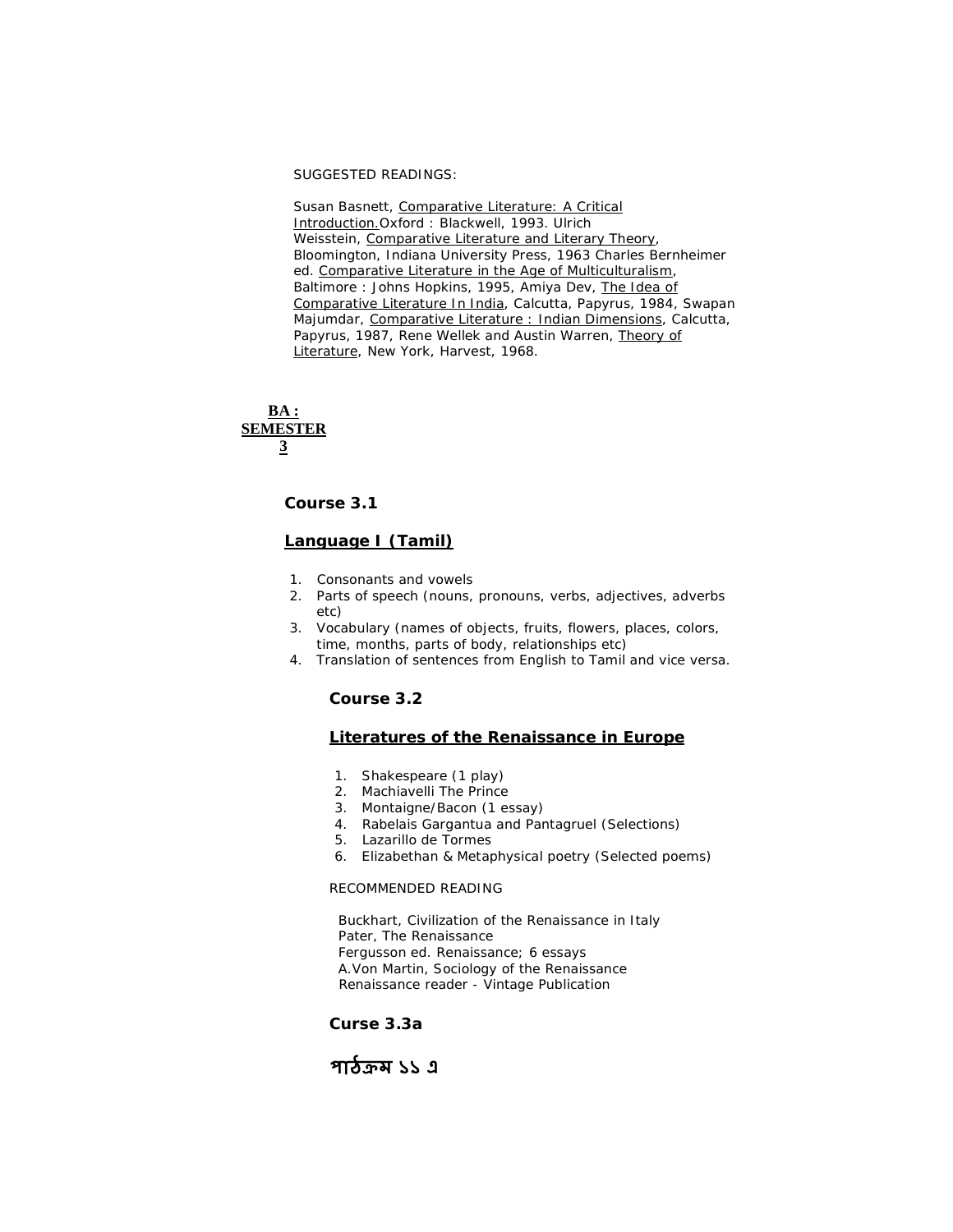SUGGESTED READINGS:

Susan Basnett, Comparative Literature: A Critical Introduction.Oxford : Blackwell, 1993. Ulrich Weisstein, Comparative Literature and Literary Theory, Bloomington, Indiana University Press, 1963 Charles Bernheimer ed. Comparative Literature in the Age of Multiculturalism, Baltimore : Johns Hopkins, 1995, Amiya Dev, The Idea of Comparative Literature In India, Calcutta, Papyrus, 1984, Swapan Majumdar, Comparative Literature : Indian Dimensions, Calcutta, Papyrus, 1987, Rene Wellek and Austin Warren, Theory of Literature, New York, Harvest, 1968.

## BA : SEMESTER 3

### Course 3.1

### Language I (Tamil)

1. Consonants and vowels
2. Parts of speech (nouns, pronouns, verbs, adjectives, adverbs etc)
3. Vocabulary (names of objects, fruits, flowers, places, colors, time, months, parts of body, relationships etc)
4. Translation of sentences from English to Tamil and vice versa.

### Course 3.2

### Literatures of the Renaissance in Europe

1. Shakespeare (1 play)
2. Machiavelli The Prince
3. Montaigne/Bacon (1 essay)
4. Rabelais Gargantua and Pantagruel (Selections)
5. Lazarillo de Tormes
6. Elizabethan & Metaphysical poetry (Selected poems)

RECOMMENDED READING

Buckhart, Civilization of the Renaissance in Italy
Pater, The Renaissance
Fergusson ed. Renaissance; 6 essays
A.Von Martin, Sociology of the Renaissance
Renaissance reader - Vintage Publication

### Curse 3.3a

### পাঠক্রম ১১ এ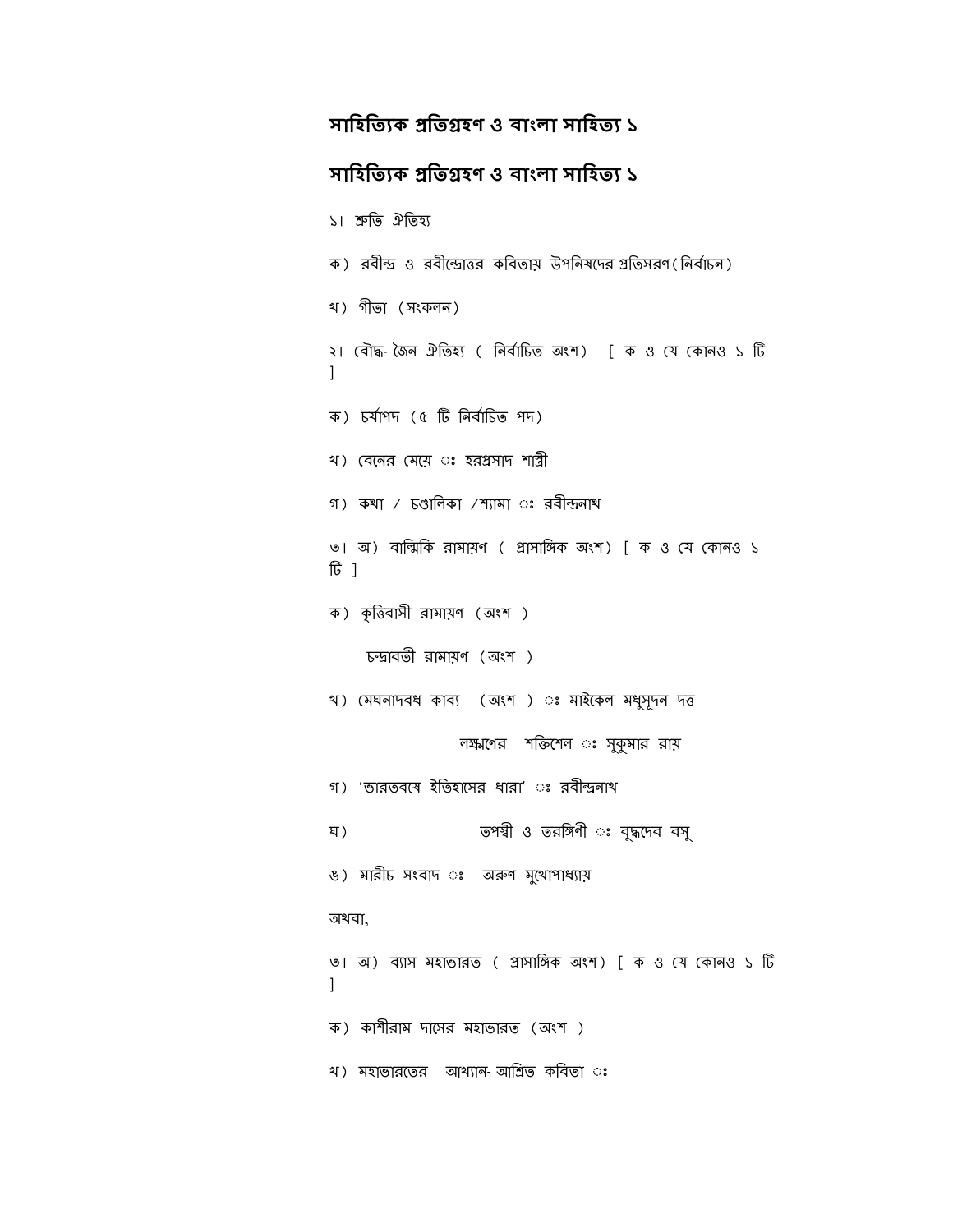## সাহিত্যিক প্রতিগ্রহণ ও বাংলা সাহিত্য ১

## সাহিত্যিক প্রতিগ্রহণ ও বাংলা সাহিত্য ১

১। শ্রুতি ঐতিহ্য

ক) রবীন্দ্র ও রবীন্দ্রোত্তর কবিতায় উপনিষদের প্রতিসরণ(নির্বাচন)

খ) গীতা (সংকলন)

২। বৌদ্ধ-জৈন ঐতিহ্য ( নির্বাচিত অংশ) [ ক ও যে কোনও ১ টি ]

ক) চর্যাপদ (৫ টি নির্বাচিত পদ)

খ) বেনের মেয়ে ঃ হরপ্রসাদ শাস্ত্রী

গ) কথা / চণ্ডালিকা /শ্যামা ঃ রবীন্দ্রনাথ

৩। অ) বাল্মিকি রামায়ণ ( প্রাসাঙ্গিক অংশ) [ ক ও যে কোনও ১ টি ]

ক) কৃত্তিবাসী রামায়ণ (অংশ )

চন্দ্রাবতী রামায়ণ (অংশ )

খ) মেঘনাদবধ কাব্য (অংশ ) ঃ মাইকেল মধুসূদন দত্ত

লক্ষ্মণের শক্তিশেল ঃ সুকুমার রায়

গ) 'ভারতবর্ষে ইতিহাসের ধারা' ঃ রবীন্দ্রনাথ

ঘ) তপস্বী ও তরঙ্গিণী ঃ বুদ্ধদেব বসু

ঙ) মারীচ সংবাদ ঃ অরুণ মুখোপাধ্যায়

অথবা,

৩। অ) ব্যাস মহাভারত ( প্রাসাঙ্গিক অংশ) [ ক ও যে কোনও ১ টি ]

ক) কাশীরাম দাসের মহাভারত (অংশ )

খ) মহাভারতের আখ্যান-আশ্রিত কবিতা ঃ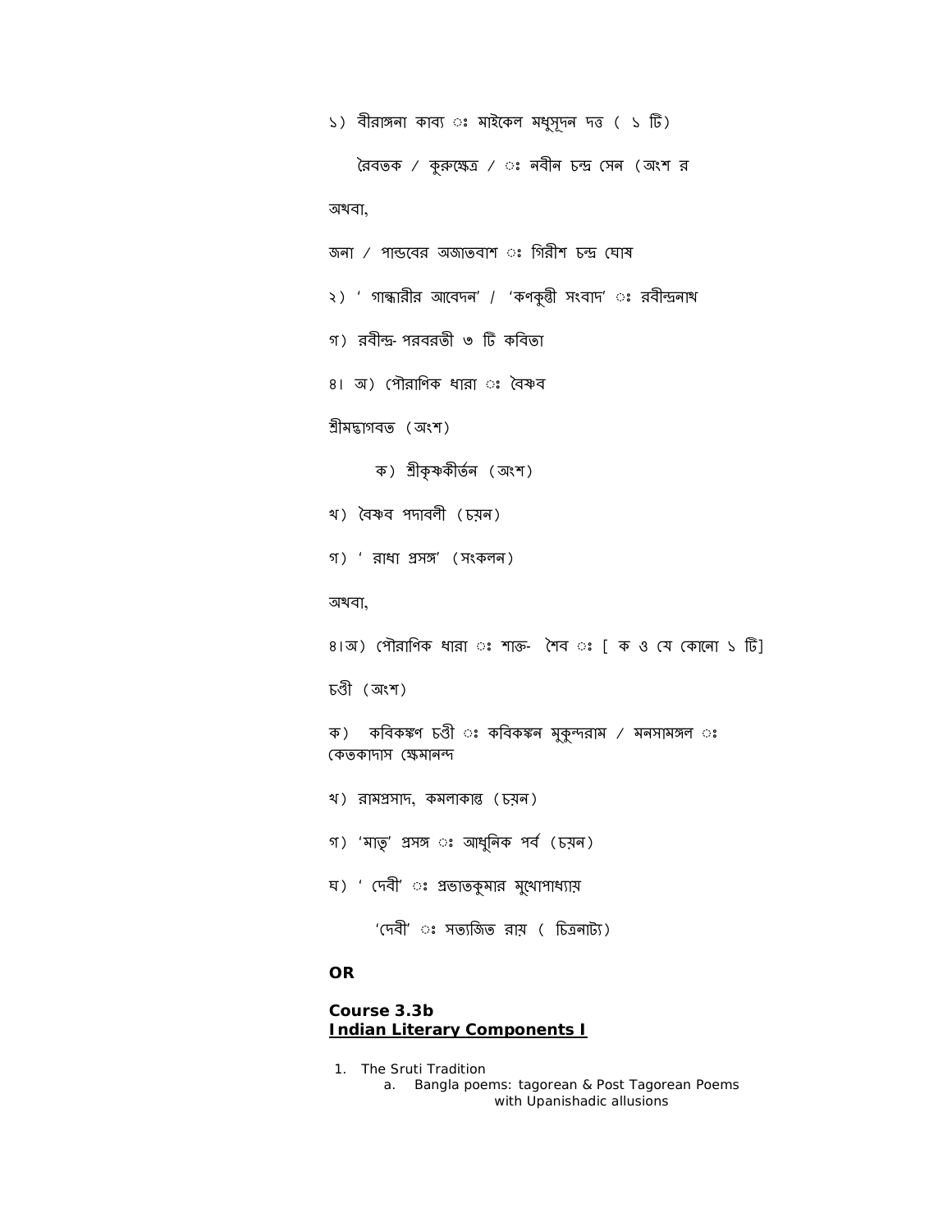১) বীরাঙ্গনা কাব্য ঃ মাইকেল মধুসূদন দত্ত ( ১ টি)

রৈবতক / কুরুক্ষেত্র / ঃ নবীন চন্দ্র সেন (অংশ র

অথবা,

জনা / পান্ডবের অজ্ঞাতবাশ ঃ গিরীশ চন্দ্র ঘোষ

২) ' গান্ধারীর আবেদন' / 'কর্ণকুন্তী সংবাদ' ঃ রবীন্দ্রনাথ

গ) রবীন্দ্র-পরবরতী ৩ টি কবিতা

৪। অ) পৌরাণিক ধারা ঃ বৈষ্ণব

শ্রীমদ্ভাগবত (অংশ)

ক) শ্রীকৃষ্ণকীর্তন (অংশ)

খ) বৈষ্ণব পদাবলী (চয়ন)

গ) ' রাধা প্রসঙ্গ' (সংকলন)

অথবা,

৪।অ) পৌরাণিক ধারা ঃ শাক্ত- শৈব ঃ [ ক ও যে কোনো ১ টি]

চণ্ডী (অংশ)

ক) কবিকঙ্কণ চণ্ডী ঃ কবিকঙ্কন মুকুন্দরাম / মনসামঙ্গল ঃ কেতকাদাস ক্ষেমানন্দ

খ) রামপ্রসাদ, কমলাকান্ত (চয়ন)

গ) 'মাতৃ' প্রসঙ্গ ঃ আধুনিক পর্ব (চয়ন)

ঘ) ' দেবী' ঃ প্রভাতকুমার মুখোপাধ্যায়

'দেবী' ঃ সত্যজিত রায় ( চিত্রনাট্য)

**OR**

**Course 3.3b**
**<u>Indian Literary Components I</u>**

1. The Sruti Tradition
   a. Bangla poems: tagorean & Post Tagorean Poems with Upanishadic allusions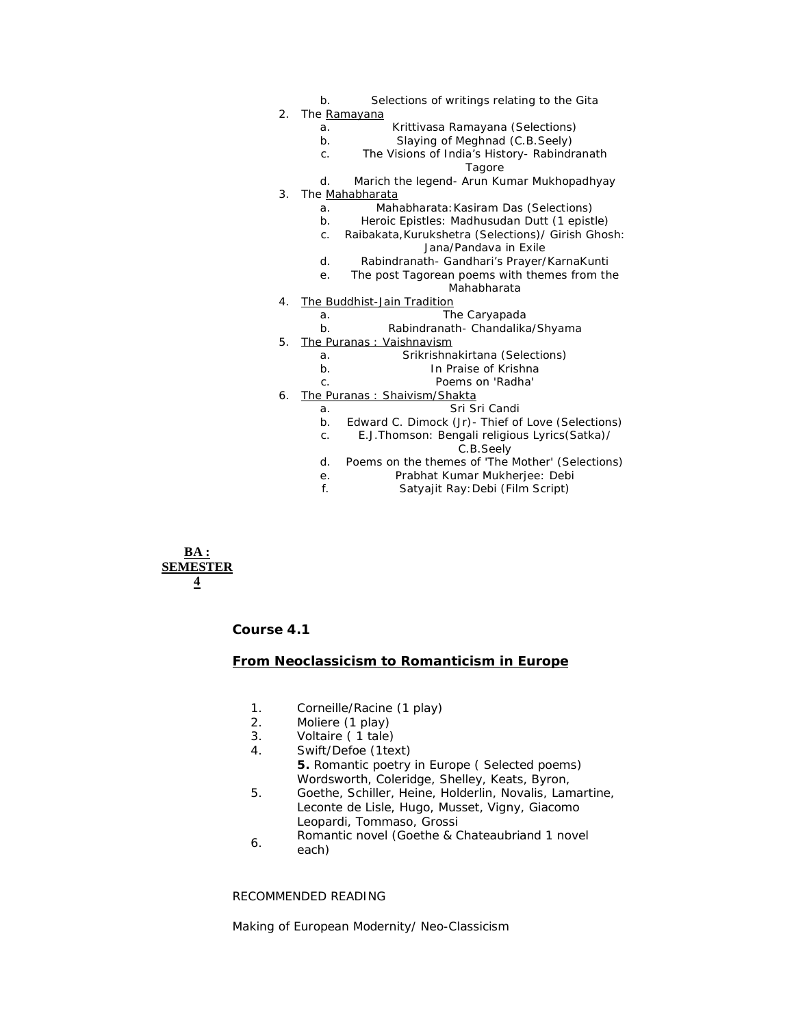b. Selections of writings relating to the Gita

2. The Ramayana
   a. Krittivasa Ramayana (Selections)
   b. Slaying of Meghnad (C.B.Seely)
   c. The Visions of India's History- Rabindranath Tagore
   d. Marich the legend- Arun Kumar Mukhopadhyay
3. The Mahabharata
   a. Mahabharata:Kasiram Das (Selections)
   b. Heroic Epistles: Madhusudan Dutt (1 epistle)
   c. Raibakata,Kurukshetra (Selections)/ Girish Ghosh: Jana/Pandava in Exile
   d. Rabindranath- Gandhari's Prayer/KarnaKunti
   e. The post Tagorean poems with themes from the Mahabharata
4. The Buddhist-Jain Tradition
   a. The Caryapada
   b. Rabindranath- Chandalika/Shyama
5. The Puranas : Vaishnavism
   a. Srikrishnakirtana (Selections)
   b. In Praise of Krishna
   c. Poems on 'Radha'
6. The Puranas : Shaivism/Shakta
   a. Sri Sri Candi
   b. Edward C. Dimock (Jr)- Thief of Love (Selections)
   c. E.J.Thomson: Bengali religious Lyrics(Satka)/ C.B.Seely
   d. Poems on the themes of 'The Mother' (Selections)
   e. Prabhat Kumar Mukherjee: Debi
   f. Satyajit Ray:Debi (Film Script)

## BA : SEMESTER 4

### Course 4.1

### From Neoclassicism to Romanticism in Europe

1. Corneille/Racine (1 play)
2. Moliere (1 play)
3. Voltaire ( 1 tale)
4. Swift/Defoe (1text)
5. **5.** Romantic poetry in Europe ( Selected poems) Wordsworth, Coleridge, Shelley, Keats, Byron, Goethe, Schiller, Heine, Holderlin, Novalis, Lamartine, Leconte de Lisle, Hugo, Musset, Vigny, Giacomo Leopardi, Tommaso, Grossi
6. Romantic novel (Goethe & Chateaubriand 1 novel each)

RECOMMENDED READING

Making of European Modernity/ Neo-Classicism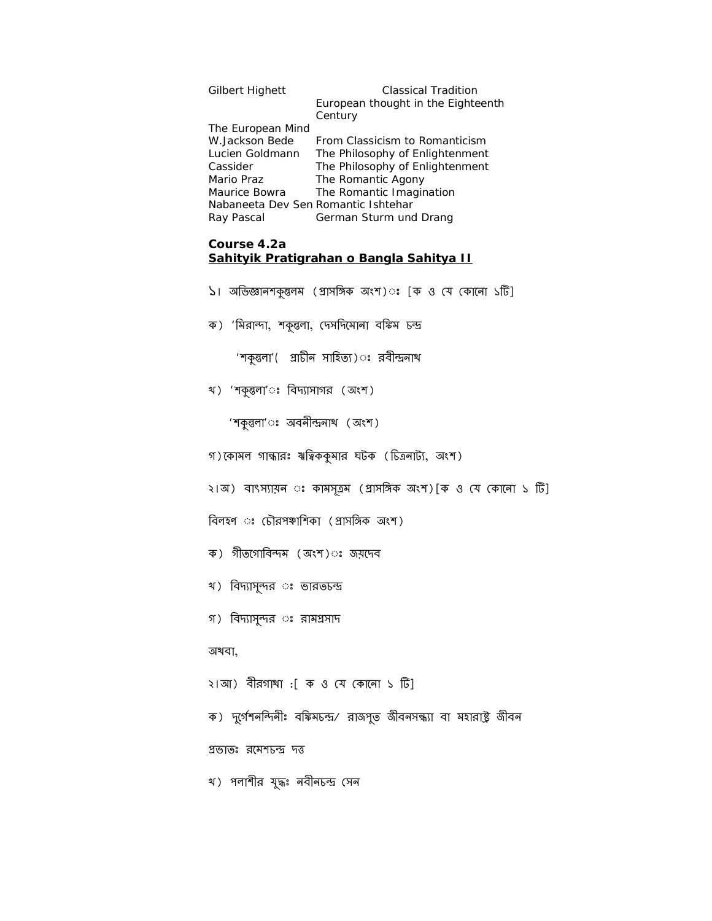| | |
|---|---|
| Gilbert Highett | Classical Tradition |
| | European thought in the Eighteenth Century |
| The European Mind | |
| W.Jackson Bede | From Classicism to Romanticism |
| Lucien Goldmann | The Philosophy of Enlightenment |
| Cassider | The Philosophy of Enlightenment |
| Mario Praz | The Romantic Agony |
| Maurice Bowra | The Romantic Imagination |
| Nabaneeta Dev Sen | Romantic Ishtehar |
| Ray Pascal | German Sturm und Drang |

**Course 4.2a**
**Sahityik Pratigrahan o Bangla Sahitya II**

১। অভিজ্ঞানশকুন্তলম (প্রাসঙ্গিক অংশ)ঃ [ক ও যে কোনো ১টি]

ক) 'মিরান্দা, শকুন্তলা, দেসদিমোনা বঙ্কিম চন্দ্র

'শকুন্তলা'( প্রাচীন সাহিত্য)ঃ রবীন্দ্রনাথ

খ) 'শকুন্তলা'ঃ বিদ্যাসাগর (অংশ)

'শকুন্তলা'ঃ অবনীন্দ্রনাথ (অংশ)

গ)কোমল গান্ধারঃ ঋত্বিককুমার ঘটক (চিত্রনাট্য, অংশ)

২।অ) বাৎস্যায়ন ঃ কামসূত্রম (প্রাসঙ্গিক অংশ)[ক ও যে কোনো ১ টি]

বিলহণ ঃ চৌরপঞ্চাশিকা (প্রাসঙ্গিক অংশ)

ক) গীতগোবিন্দম (অংশ)ঃ জয়দেব

খ) বিদ্যাসুন্দর ঃ ভারতচন্দ্র

গ) বিদ্যাসুন্দর ঃ রামপ্রসাদ

অথবা,

২।আ) বীরগাথা :[ ক ও যে কোনো ১ টি]

ক) দুর্গেশনন্দিনীঃ বঙ্কিমচন্দ্র/ রাজপুত জীবনসন্ধ্যা বা মহারাষ্ট্র জীবন

প্রভাতঃ রমেশচন্দ্র দত্ত

খ) পলাশীর যুদ্ধঃ নবীনচন্দ্র সেন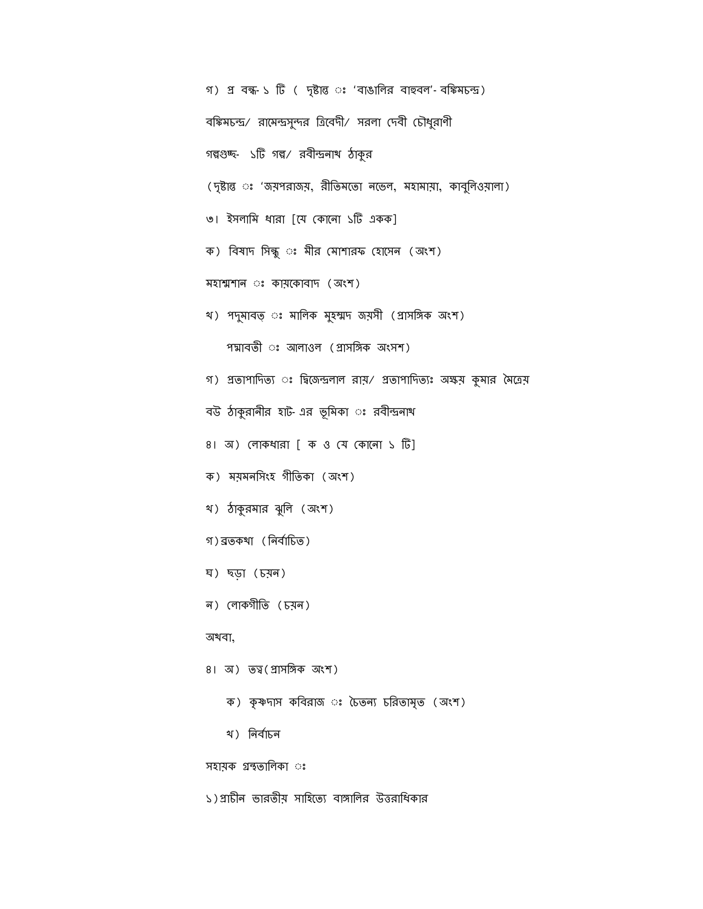গ) প্র বন্ধ-১ টি ( দৃষ্টান্ত ঃ 'বাঙালির বাহুবল'- বঙ্কিমচন্দ্র)

বঙ্কিমচন্দ্র/ রামেন্দ্রসুন্দর ত্রিবেদী/ সরলা দেবী চৌধুরাণী

গল্পগুচ্ছ- ১টি গল্প/ রবীন্দ্রনাথ ঠাকুর

(দৃষ্টান্ত ঃ 'জয়পরাজয়, রীতিমতো নভেল, মহামায়া, কাবুলিওয়ালা)

৩। ইসলামি ধারা [যে কোনো ১টি একক]

ক) বিষাদ সিন্ধু ঃ মীর মোশারফ হোসেন (অংশ)

মহাশ্মশান ঃ কায়কোবাদ (অংশ)

খ) পদুমাবত্ ঃ মালিক মুহম্মদ জয়সী (প্রাসঙ্গিক অংশ)

পদ্মাবতী ঃ আলাওল (প্রাসঙ্গিক অংসশ)

গ) প্রতাপাদিত্য ঃ দ্বিজেন্দ্রলাল রায়/ প্রতাপাদিত্যঃ অক্ষয় কুমার মৈত্রেয়

বউ ঠাকুরানীর হাট-এর ভূমিকা ঃ রবীন্দ্রনাথ

৪। অ) লোকধারা [ ক ও যে কোনো ১ টি]

ক) ময়মনসিংহ গীতিকা (অংশ)

খ) ঠাকুরমার ঝুলি (অংশ)

গ) ব্রতকথা (নির্বাচিত)

ঘ) ছড়া (চয়ন)

ন) লোকগীতি (চয়ন)

অথবা,

৪। অ) তত্ত্ব(প্রাসঙ্গিক অংশ)

ক) কৃষ্ণদাস কবিরাজ ঃ চৈতন্য চরিতামৃত (অংশ)

খ) নির্বাচন

সহায়ক গ্রন্থতালিকা ঃ

১)প্রাচীন ভারতীয় সাহিত্যে বাঙ্গালির উত্তরাধিকার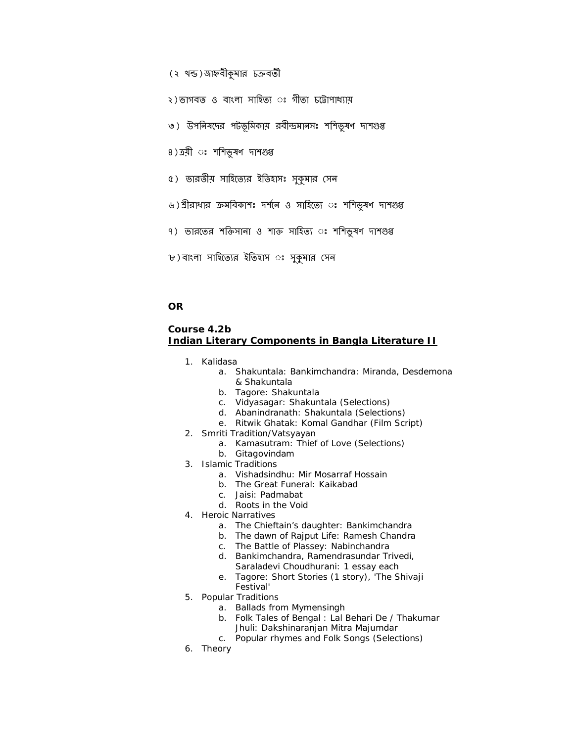(২ খন্ড)জাহ্নবীকুমার চক্রবর্তী

২)ভাগবত ও বাংলা সাহিত্য ঃ গীতা চট্টোপাধ্যায়

৩) উপনিষদের পটভূমিকায় রবীন্দ্রমানসঃ শশিভুষণ দাশগুপ্ত

৪)ত্রয়ী ঃ শশিভুষণ দাশগুপ্ত

৫) ভারতীয় সাহিত্যের ইতিহাসঃ সুকুমার সেন

৬)শ্রীরাধার ক্রমবিকাশঃ দর্শনে ও সাহিত্যে ঃ শশিভুষণ দাশগুপ্ত

৭) ভারতের শক্তিসানা ও শাক্ত সাহিত্য ঃ শশিভুষণ দাশগুপ্ত

৮)বাংলা সাহিত্যের ইতিহাস ঃ সুকুমার সেন

**OR**

**Course 4.2b**
**Indian Literary Components in Bangla Literature II**

1. Kalidasa
   a. Shakuntala: Bankimchandra: Miranda, Desdemona & Shakuntala
   b. Tagore: Shakuntala
   c. Vidyasagar: Shakuntala (Selections)
   d. Abanindranath: Shakuntala (Selections)
   e. Ritwik Ghatak: Komal Gandhar (Film Script)
2. Smriti Tradition/Vatsyayan
   a. Kamasutram: Thief of Love (Selections)
   b. Gitagovindam
3. Islamic Traditions
   a. Vishadsindhu: Mir Mosarraf Hossain
   b. The Great Funeral: Kaikabad
   c. Jaisi: Padmabat
   d. Roots in the Void
4. Heroic Narratives
   a. The Chieftain's daughter: Bankimchandra
   b. The dawn of Rajput Life: Ramesh Chandra
   c. The Battle of Plassey: Nabinchandra
   d. Bankimchandra, Ramendrasundar Trivedi, Saraladevi Choudhurani: 1 essay each
   e. Tagore: Short Stories (1 story), 'The Shivaji Festival'
5. Popular Traditions
   a. Ballads from Mymensingh
   b. Folk Tales of Bengal : Lal Behari De / Thakumar Jhuli: Dakshinaranjan Mitra Majumdar
   c. Popular rhymes and Folk Songs (Selections)
6. Theory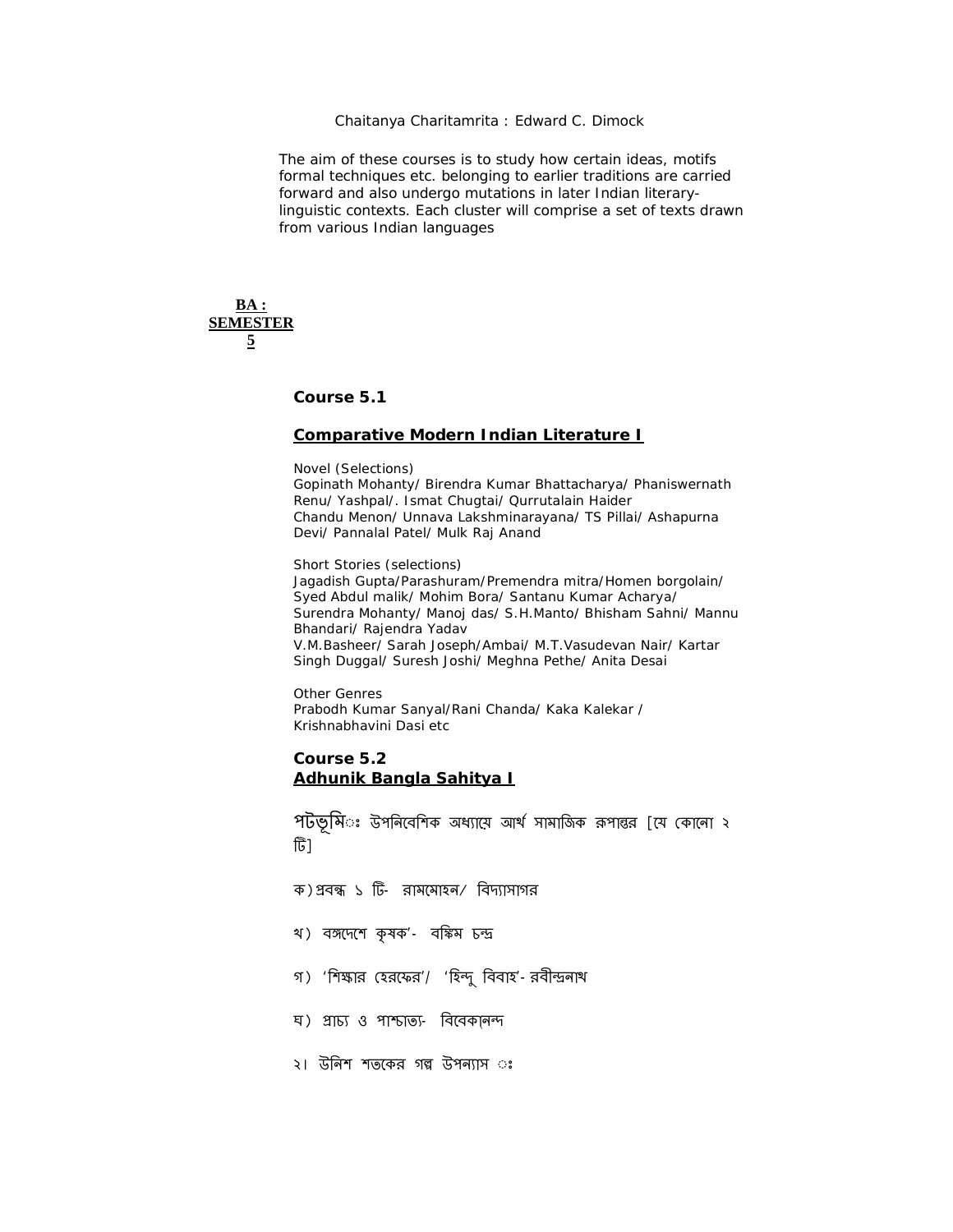Chaitanya Charitamrita : Edward C. Dimock

The aim of these courses is to study how certain ideas, motifs formal techniques etc. belonging to earlier traditions are carried forward and also undergo mutations in later Indian literary-linguistic contexts. Each cluster will comprise a set of texts drawn from various Indian languages

**BA : SEMESTER 5**

### Course 5.1

### Comparative Modern Indian Literature I

Novel (Selections)
Gopinath Mohanty/ Birendra Kumar Bhattacharya/ Phaniswernath Renu/ Yashpal/. Ismat Chugtai/ Qurrutalain Haider
Chandu Menon/ Unnava Lakshminarayana/ TS Pillai/ Ashapurna Devi/ Pannalal Patel/ Mulk Raj Anand

Short Stories (selections)
Jagadish Gupta/Parashuram/Premendra mitra/Homen borgolain/ Syed Abdul malik/ Mohim Bora/ Santanu Kumar Acharya/ Surendra Mohanty/ Manoj das/ S.H.Manto/ Bhisham Sahni/ Mannu Bhandari/ Rajendra Yadav
V.M.Basheer/ Sarah Joseph/Ambai/ M.T.Vasudevan Nair/ Kartar Singh Duggal/ Suresh Joshi/ Meghna Pethe/ Anita Desai

Other Genres
Prabodh Kumar Sanyal/Rani Chanda/ Kaka Kalekar / Krishnabhavini Dasi etc

### Course 5.2
### Adhunik Bangla Sahitya I

পটভূমিঃ উপনিবেশিক অধ্যায়ে আর্থ সামাজিক রূপান্তর [যে কোনো ২ টি]

ক) প্রবন্ধ ১ টি- রামমোহন/ বিদ্যাসাগর

খ) বঙ্গদেশে কৃষক'- বঙ্কিম চন্দ্র

গ) 'শিক্ষার হেরফের'/ 'হিন্দু বিবাহ'- রবীন্দ্রনাথ

ঘ) প্রাচ্য ও পাশ্চাত্য- বিবেকানন্দ

২। উনিশ শতকের গল্প উপন্যাস ঃ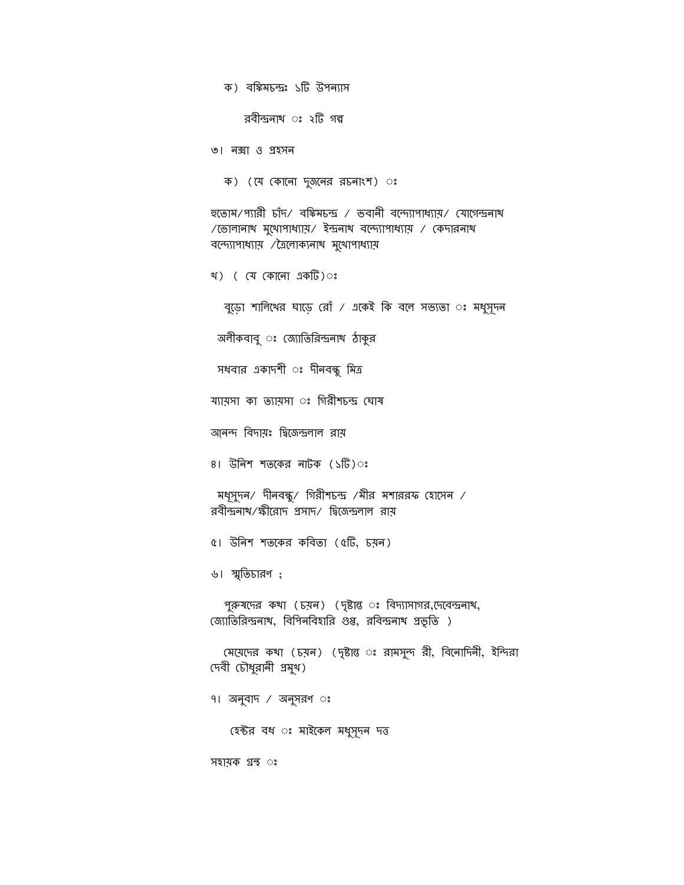ক) বঙ্কিমচন্দ্রঃ ১টি উপন্যাস

রবীন্দ্রনাথ ঃ ২টি গল্প

৩। নক্সা ও প্রহসন

ক) (যে কোনো দুজনের রচনাংশ) ঃ

হুতোম/প্যারী চাঁদ/ বঙ্কিমচন্দ্র / ভবানী বন্দ্যোপাধ্যায়/ যোগেন্দ্রনাথ /ভোলানাথ মুখোপাধ্যায়/ ইন্দ্রনাথ বন্দ্যোপাধ্যায় / কেদারনাথ বন্দ্যোপাধ্যায় /ত্রৈলোক্যনাথ মুখোপাধ্যায়

খ) ( যে কোনো একটি)ঃ

বুড়ো শালিখের ঘাড়ে রোঁ / একেই কি বলে সভ্যতা ঃ মধুসূদন

অলীকবাবু ঃ জ্যোতিরিন্দ্রনাথ ঠাকুর

সধবার একাদশী ঃ দীনবন্ধু মিত্র

য্যায়সা কা ত্যায়সা ঃ গিরীশচন্দ্র ঘোষ

আনন্দ বিদায়ঃ দ্বিজেন্দ্রলাল রায়

৪। উনিশ শতকের নাটক (১টি)ঃ

মধুসূদন/ দীনবন্ধু/ গিরীশচন্দ্র /মীর মশাররফ হোসেন / রবীন্দ্রনাথ/ক্ষীরোদ প্রসাদ/ দ্বিজেন্দ্রলাল রায়

৫। উনিশ শতকের কবিতা (৫টি, চয়ন)

৬। স্মৃতিচারণ ;

পুরুষদের কথা (চয়ন) (দৃষ্টান্ত ঃ বিদ্যাসাগর,দেবেন্দ্রনাথ, জ্যোতিরিন্দ্রনাথ, বিপিনবিহারি গুপ্ত, রবিন্দ্রনাথ প্রভৃতি )

মেয়েদের কথা (চয়ন) (দৃষ্টান্ত ঃ রামসুন্দ রী, বিনোদিনী, ইন্দিরা দেবী চৌধুরানী প্রমুখ)

৭। অনুবাদ / অনুসরণ ঃ

হেক্টর বধ ঃ মাইকেল মধুসূদন দত্ত

সহায়ক গ্রন্থ ঃ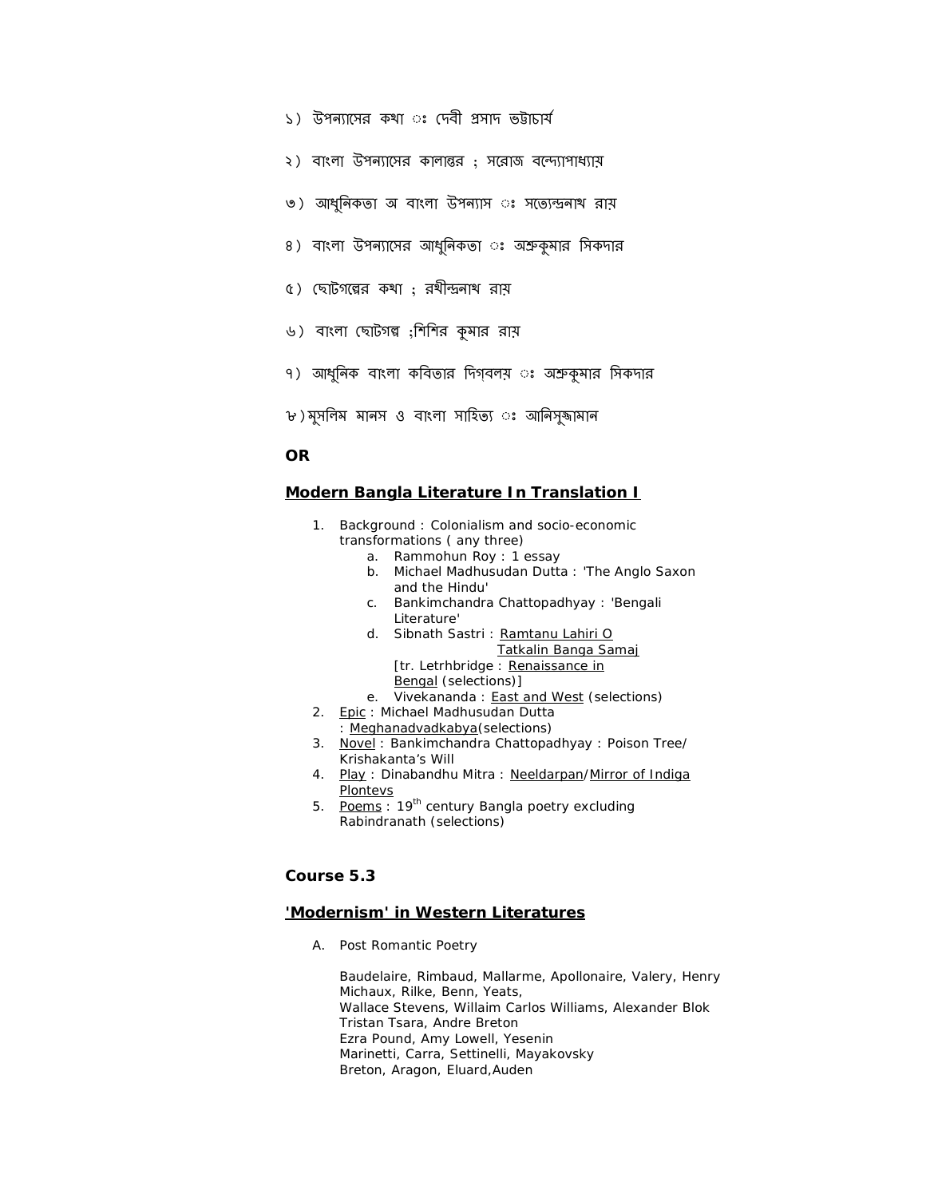১) উপন্যাসের কথা ঃ দেবী প্রসাদ ভট্টাচার্য

২) বাংলা উপন্যাসের কালান্তর ; সরোজ বন্দ্যোপাধ্যায়

৩) আধুনিকতা অ বাংলা উপন্যাস ঃ সত্যেন্দ্রনাথ রায়

৪) বাংলা উপন্যাসের আধুনিকতা ঃ অশ্রুকুমার সিকদার

৫) ছোটগল্পের কথা ; রথীন্দ্রনাথ রায়

৬) বাংলা ছোটগল্প ;শিশির কুমার রায়

৭) আধুনিক বাংলা কবিতার দিগবলয় ঃ অশ্রুকুমার সিকদার

৮)মুসলিম মানস ও বাংলা সাহিত্য ঃ আনিসুজ্জামান

**OR**

**Modern Bangla Literature In Translation I**

1. Background : Colonialism and socio-economic transformations ( any three)
   a. Rammohun Roy : 1 essay
   b. Michael Madhusudan Dutta : 'The Anglo Saxon and the Hindu'
   c. Bankimchandra Chattopadhyay : 'Bengali Literature'
   d. Sibnath Sastri : Ramtanu Lahiri O Tatkalin Banga Samaj [tr. Letrhbridge : Renaissance in Bengal (selections)]
   e. Vivekananda : East and West (selections)
2. Epic : Michael Madhusudan Dutta : Meghanadvadkabya(selections)
3. Novel : Bankimchandra Chattopadhyay : Poison Tree/ Krishakanta's Will
4. Play : Dinabandhu Mitra : Neeldarpan/Mirror of Indiga Plontevs
5. Poems : 19th century Bangla poetry excluding Rabindranath (selections)

**Course 5.3**

**'Modernism' in Western Literatures**

A. Post Romantic Poetry

   Baudelaire, Rimbaud, Mallarme, Apollonaire, Valery, Henry Michaux, Rilke, Benn, Yeats,
   Wallace Stevens, Willaim Carlos Williams, Alexander Blok
   Tristan Tsara, Andre Breton
   Ezra Pound, Amy Lowell, Yesenin
   Marinetti, Carra, Settinelli, Mayakovsky
   Breton, Aragon, Eluard,Auden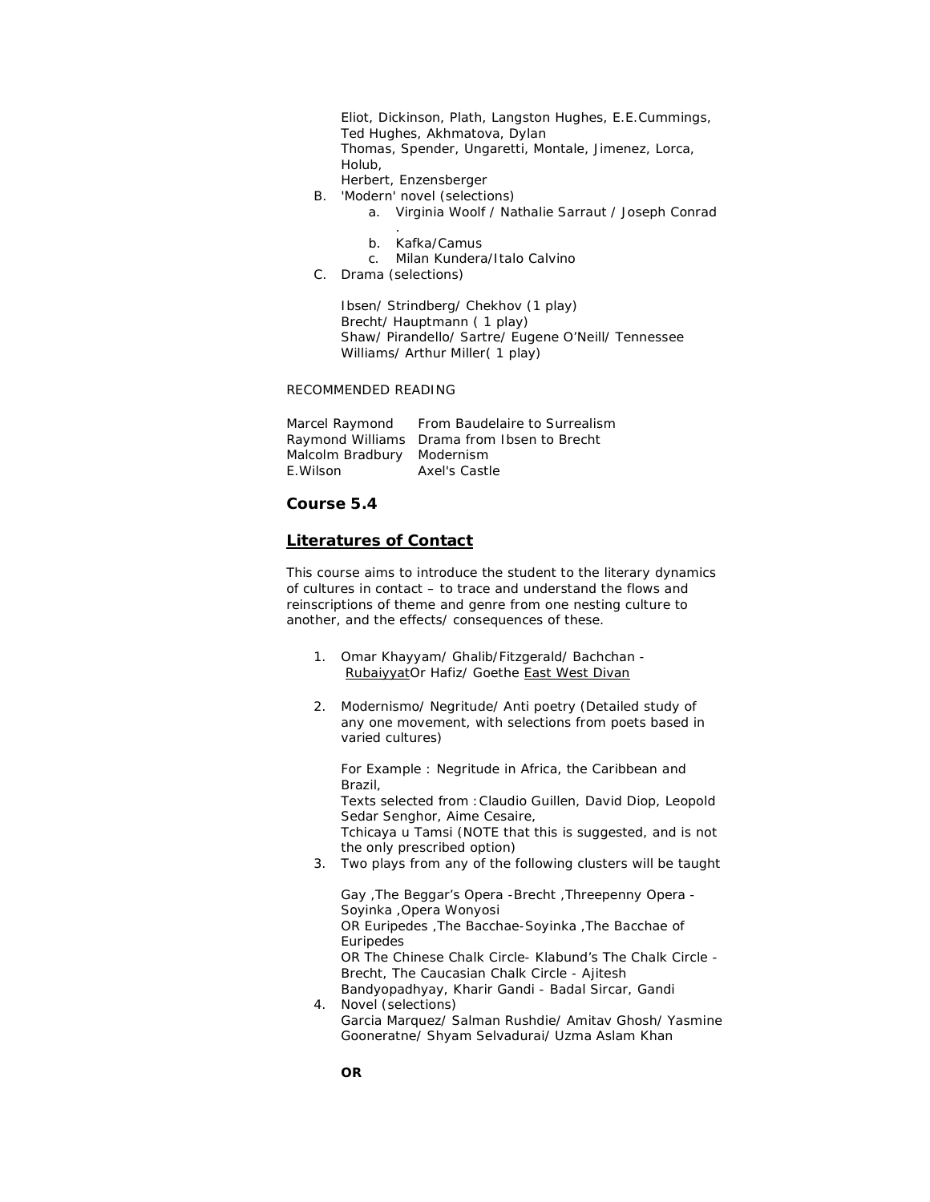Eliot, Dickinson, Plath, Langston Hughes, E.E.Cummings, Ted Hughes, Akhmatova, Dylan Thomas, Spender, Ungaretti, Montale, Jimenez, Lorca, Holub, Herbert, Enzensberger

B. 'Modern' novel (selections)
   a. Virginia Woolf / Nathalie Sarraut / Joseph Conrad .
   b. Kafka/Camus
   c. Milan Kundera/Italo Calvino

C. Drama (selections)

   Ibsen/ Strindberg/ Chekhov (1 play)
   Brecht/ Hauptmann ( 1 play)
   Shaw/ Pirandello/ Sartre/ Eugene O'Neill/ Tennessee Williams/ Arthur Miller( 1 play)

RECOMMENDED READING

| | |
|---|---|
| Marcel Raymond | From Baudelaire to Surrealism |
| Raymond Williams | Drama from Ibsen to Brecht |
| Malcolm Bradbury | Modernism |
| E.Wilson | Axel's Castle |

### Course 5.4

### Literatures of Contact

This course aims to introduce the student to the literary dynamics of cultures in contact – to trace and understand the flows and reinscriptions of theme and genre from one nesting culture to another, and the effects/ consequences of these.

1. Omar Khayyam/ Ghalib/Fitzgerald/ Bachchan - Rubaiyyat Or Hafiz/ Goethe East West Divan

2. Modernismo/ Negritude/ Anti poetry (Detailed study of any one movement, with selections from poets based in varied cultures)

   For Example : Negritude in Africa, the Caribbean and Brazil,
   Texts selected from : Claudio Guillen, David Diop, Leopold Sedar Senghor, Aime Cesaire,
   Tchicaya u Tamsi (NOTE that this is suggested, and is not the only prescribed option)

3. Two plays from any of the following clusters will be taught

   Gay ,The Beggar's Opera -Brecht ,Threepenny Opera - Soyinka ,Opera Wonyosi
   OR Euripedes ,The Bacchae-Soyinka ,The Bacchae of Euripedes
   OR The Chinese Chalk Circle- Klabund's The Chalk Circle - Brecht, The Caucasian Chalk Circle - Ajitesh Bandyopadhyay, Kharir Gandi - Badal Sircar, Gandi

4. Novel (selections)
   Garcia Marquez/ Salman Rushdie/ Amitav Ghosh/ Yasmine Gooneratne/ Shyam Selvadurai/ Uzma Aslam Khan

   **OR**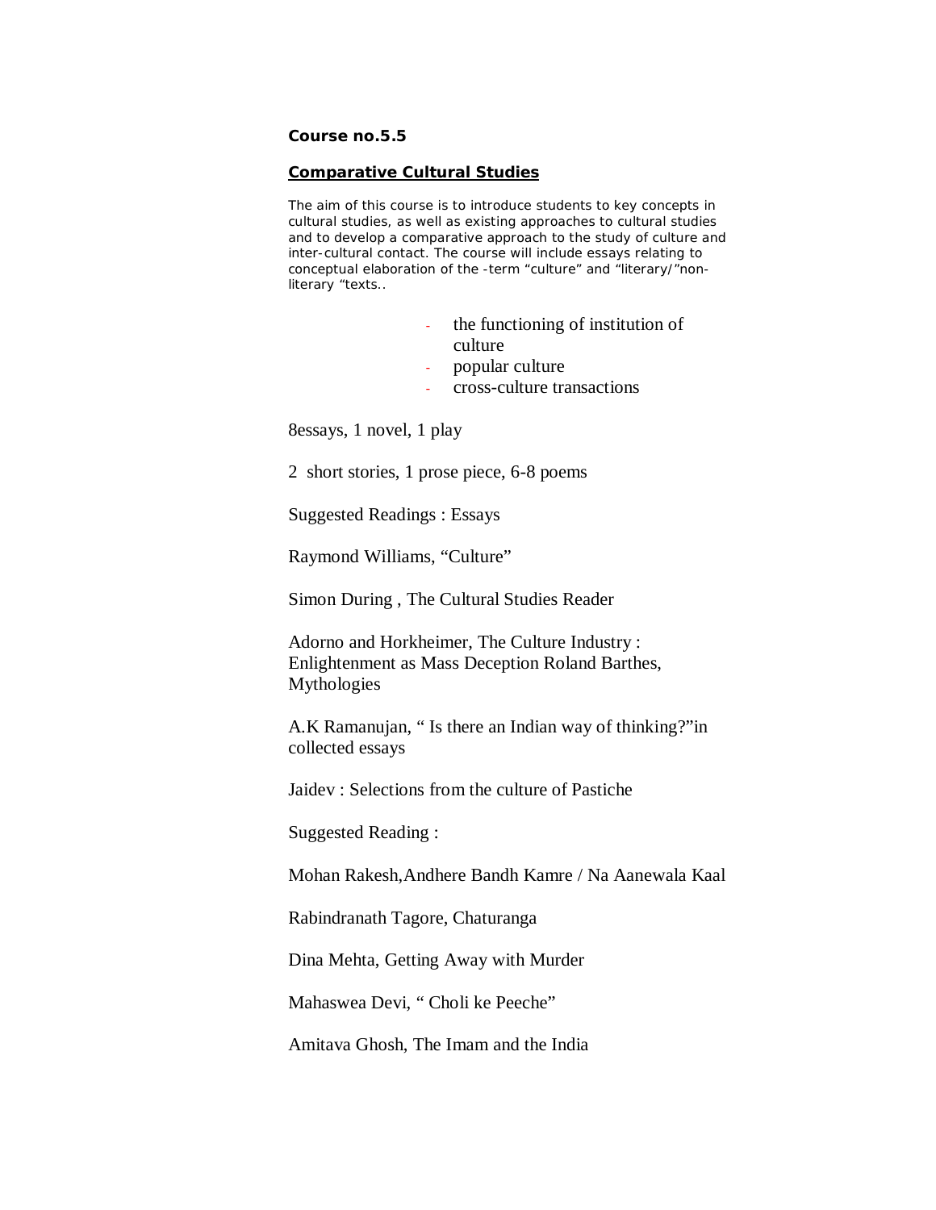**Course no.5.5**

**Comparative Cultural Studies**

The aim of this course is to introduce students to key concepts in cultural studies, as well as existing approaches to cultural studies and to develop a comparative approach to the study of culture and inter-cultural contact. The course will include essays relating to conceptual elaboration of the -term "culture" and "literary/"non-literary "texts..

- the functioning of institution of culture
- popular culture
- cross-culture transactions

8essays, 1 novel, 1 play

2 short stories, 1 prose piece, 6-8 poems

Suggested Readings : Essays

Raymond Williams, "Culture"

Simon During , The Cultural Studies Reader

Adorno and Horkheimer, The Culture Industry : Enlightenment as Mass Deception Roland Barthes, Mythologies

A.K Ramanujan, " Is there an Indian way of thinking?"in collected essays

Jaidev : Selections from the culture of Pastiche

Suggested Reading :

Mohan Rakesh,Andhere Bandh Kamre / Na Aanewala Kaal

Rabindranath Tagore, Chaturanga

Dina Mehta, Getting Away with Murder

Mahaswea Devi, " Choli ke Peeche"

Amitava Ghosh, The Imam and the India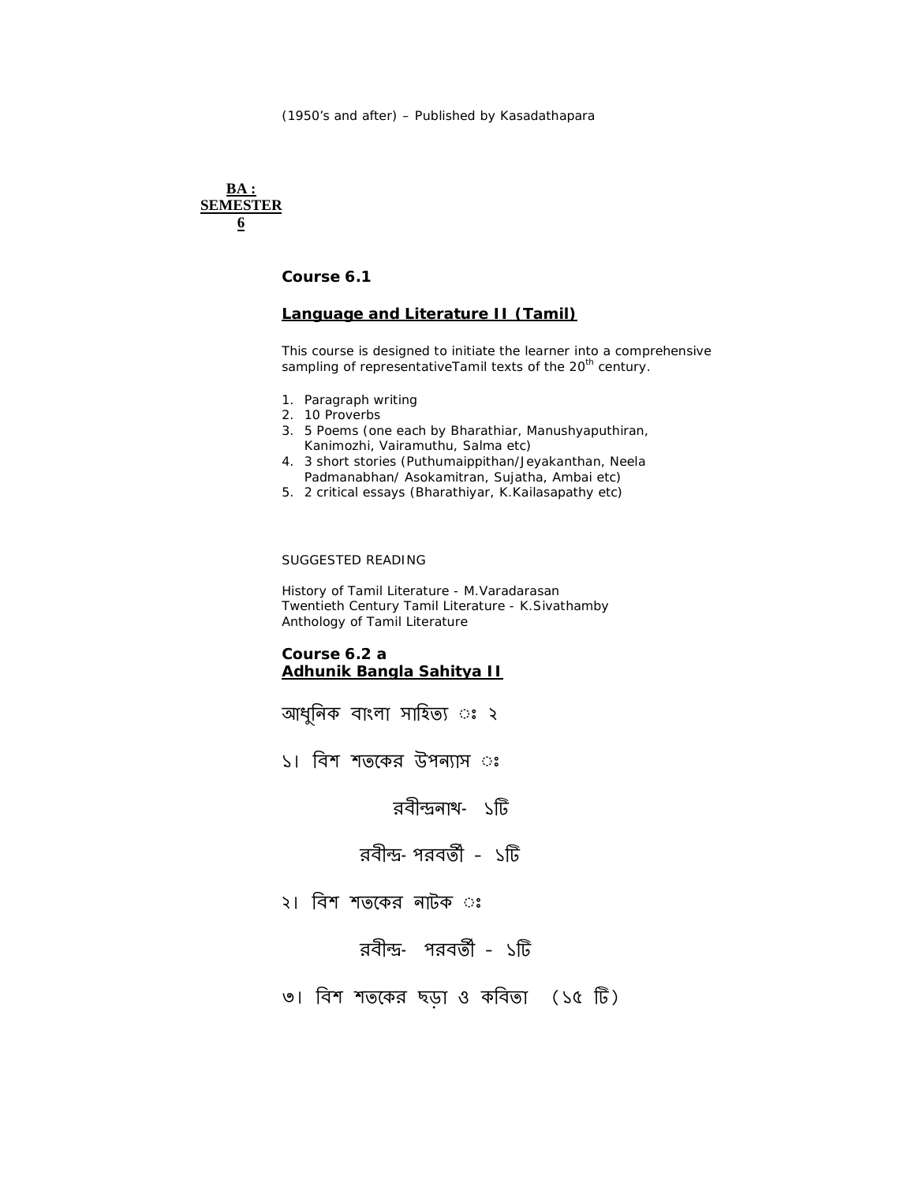(1950's and after) – Published by Kasadathapara

**BA : SEMESTER 6**

### Course 6.1

### Language and Literature II (Tamil)

This course is designed to initiate the learner into a comprehensive sampling of representativeTamil texts of the 20th century.

1. Paragraph writing
2. 10 Proverbs
3. 5 Poems (one each by Bharathiar, Manushyaputhiran, Kanimozhi, Vairamuthu, Salma etc)
4. 3 short stories (Puthumaippithan/Jeyakanthan, Neela Padmanabhan/ Asokamitran, Sujatha, Ambai etc)
5. 2 critical essays (Bharathiyar, K.Kailasapathy etc)

SUGGESTED READING

History of Tamil Literature - M.Varadarasan
Twentieth Century Tamil Literature - K.Sivathamby
Anthology of Tamil Literature

### Course 6.2 a
### Adhunik Bangla Sahitya II

আধুনিক বাংলা সাহিত্য ঃ ২

১। বিশ শতকের উপন্যাস ঃ

রবীন্দ্রনাথ- ১টি

রবীন্দ্র- পরবর্তী - ১টি

২। বিশ শতকের নাটক ঃ

রবীন্দ্র- পরবর্তী - ১টি

৩। বিশ শতকের ছড়া ও কবিতা (১৫ টি)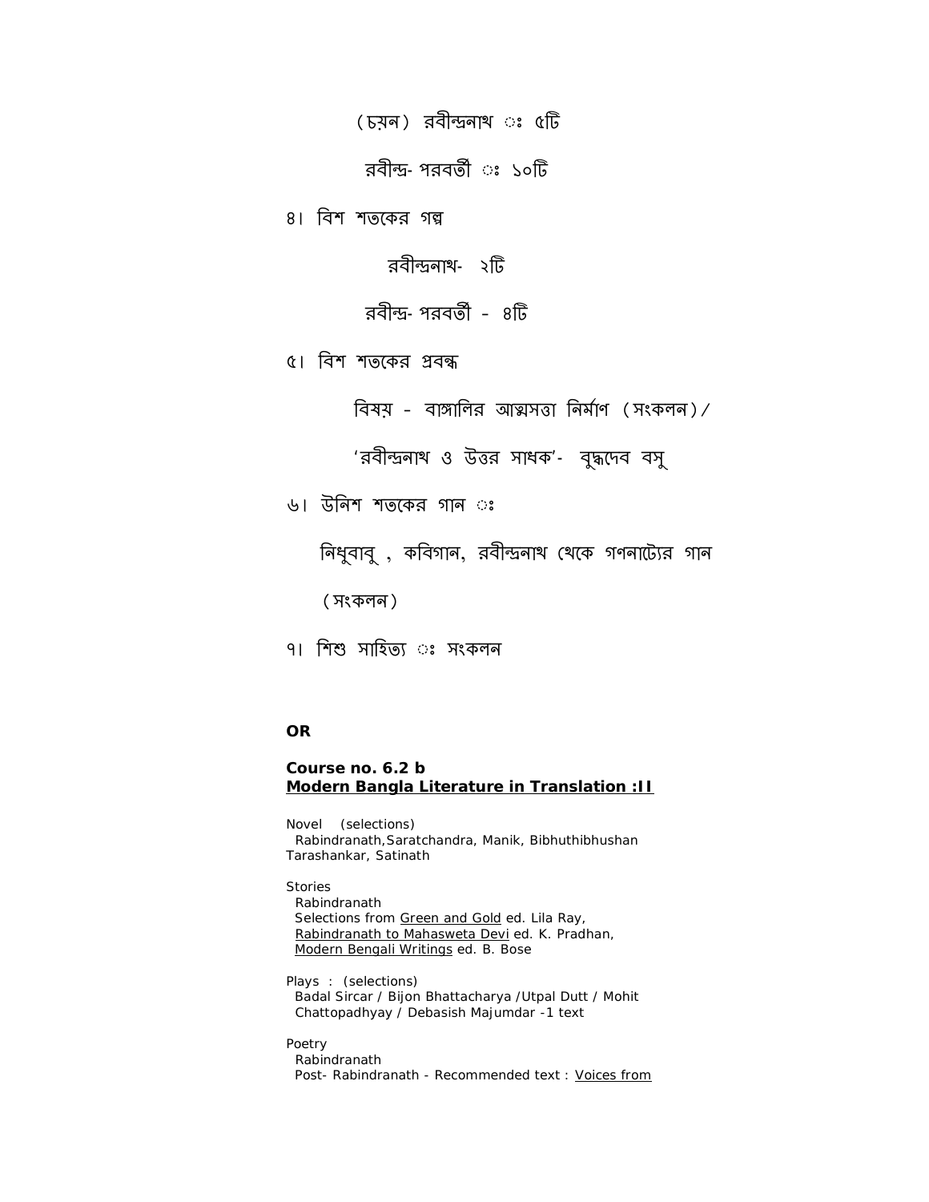(চয়ন) রবীন্দ্রনাথ ঃ ৫টি

রবীন্দ্র- পরবর্তী ঃ ১০টি

৪। বিশ শতকের গল্প

রবীন্দ্রনাথ- ২টি

রবীন্দ্র- পরবর্তী - ৪টি

৫। বিশ শতকের প্রবন্ধ

বিষয় - বাঙ্গালির আত্মসত্তা নির্মাণ (সংকলন)/

'রবীন্দ্রনাথ ও উত্তর সাধক'- বুদ্ধদেব বসু

৬। উনিশ শতকের গান ঃ

নিধুবাবু , কবিগান, রবীন্দ্রনাথ থেকে গণনাট্যের গান

(সংকলন)

৭। শিশু সাহিত্য ঃ সংকলন

**OR**

**Course no. 6.2 b**
**Modern Bangla Literature in Translation :II**

Novel (selections)
Rabindranath,Saratchandra, Manik, Bibhuthibhushan
Tarashankar, Satinath

Stories
Rabindranath
Selections from Green and Gold ed. Lila Ray,
Rabindranath to Mahasweta Devi ed. K. Pradhan,
Modern Bengali Writings ed. B. Bose

Plays : (selections)
Badal Sircar / Bijon Bhattacharya /Utpal Dutt / Mohit
Chattopadhyay / Debasish Majumdar -1 text

Poetry
Rabindranath
Post- Rabindranath - Recommended text : Voices from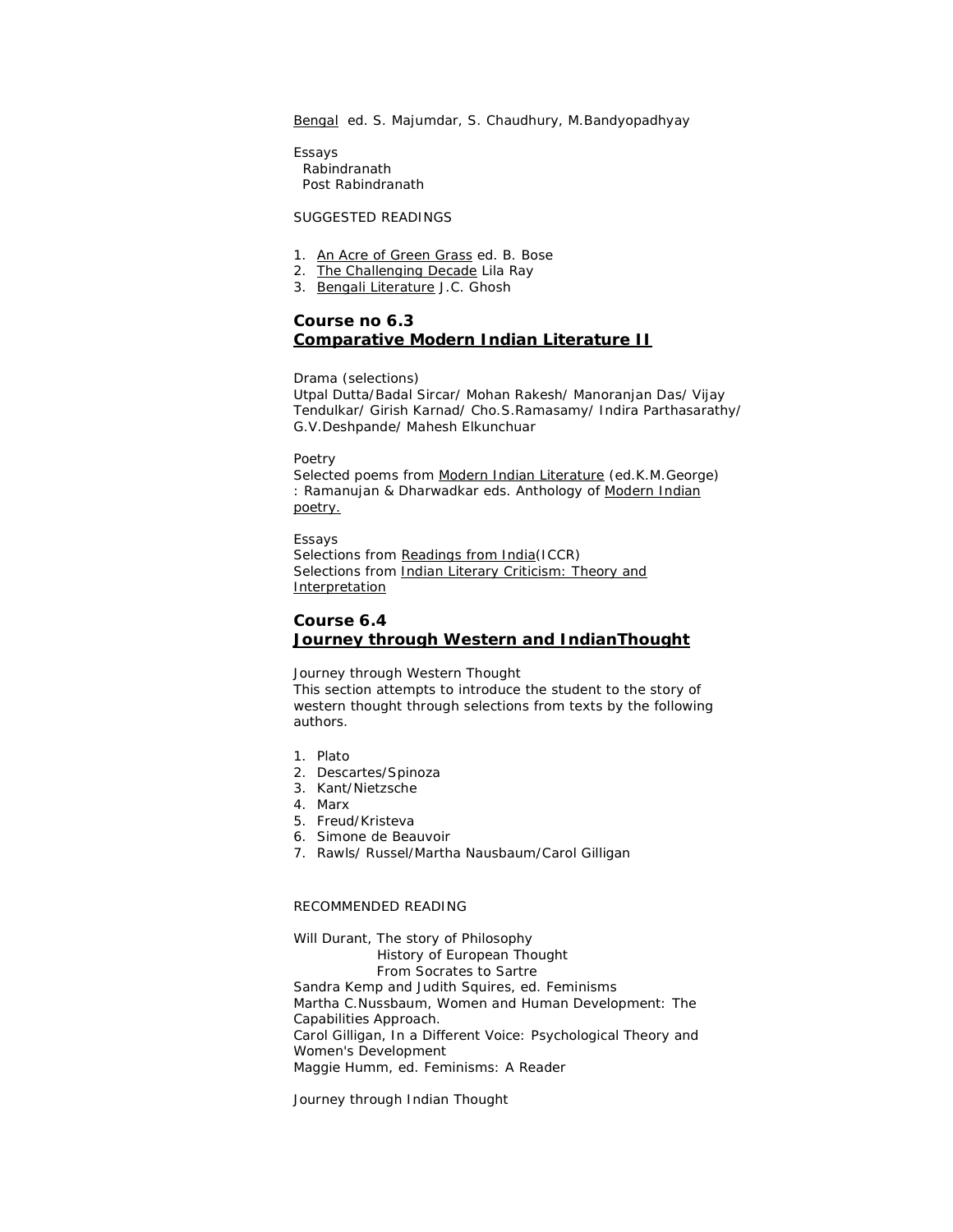<u>Bengal</u> ed. S. Majumdar, S. Chaudhury, M.Bandyopadhyay

Essays
  Rabindranath
  Post Rabindranath

SUGGESTED READINGS

1. <u>An Acre of Green Grass</u> ed. B. Bose
2. <u>The Challenging Decade</u> Lila Ray
3. <u>Bengali Literature</u> J.C. Ghosh

### Course no 6.3
### <u>Comparative Modern Indian Literature II</u>

Drama (selections)
Utpal Dutta/Badal Sircar/ Mohan Rakesh/ Manoranjan Das/ Vijay Tendulkar/ Girish Karnad/ Cho.S.Ramasamy/ Indira Parthasarathy/ G.V.Deshpande/ Mahesh Elkunchuar

Poetry
Selected poems from <u>Modern Indian Literature</u> (ed.K.M.George) : Ramanujan & Dharwadkar eds. Anthology of <u>Modern Indian poetry.</u>

Essays
Selections from <u>Readings from India</u>(ICCR)
Selections from <u>Indian Literary Criticism: Theory and Interpretation</u>

### Course 6.4
### <u>Journey through Western and IndianThought</u>

Journey through Western Thought
This section attempts to introduce the student to the story of western thought through selections from texts by the following authors.

1. Plato
2. Descartes/Spinoza
3. Kant/Nietzsche
4. Marx
5. Freud/Kristeva
6. Simone de Beauvoir
7. Rawls/ Russel/Martha Nausbaum/Carol Gilligan

RECOMMENDED READING

Will Durant, The story of Philosophy
  History of European Thought
  From Socrates to Sartre
Sandra Kemp and Judith Squires, ed. Feminisms
Martha C.Nussbaum, Women and Human Development: The Capabilities Approach.
Carol Gilligan, In a Different Voice: Psychological Theory and Women's Development
Maggie Humm, ed. Feminisms: A Reader

Journey through Indian Thought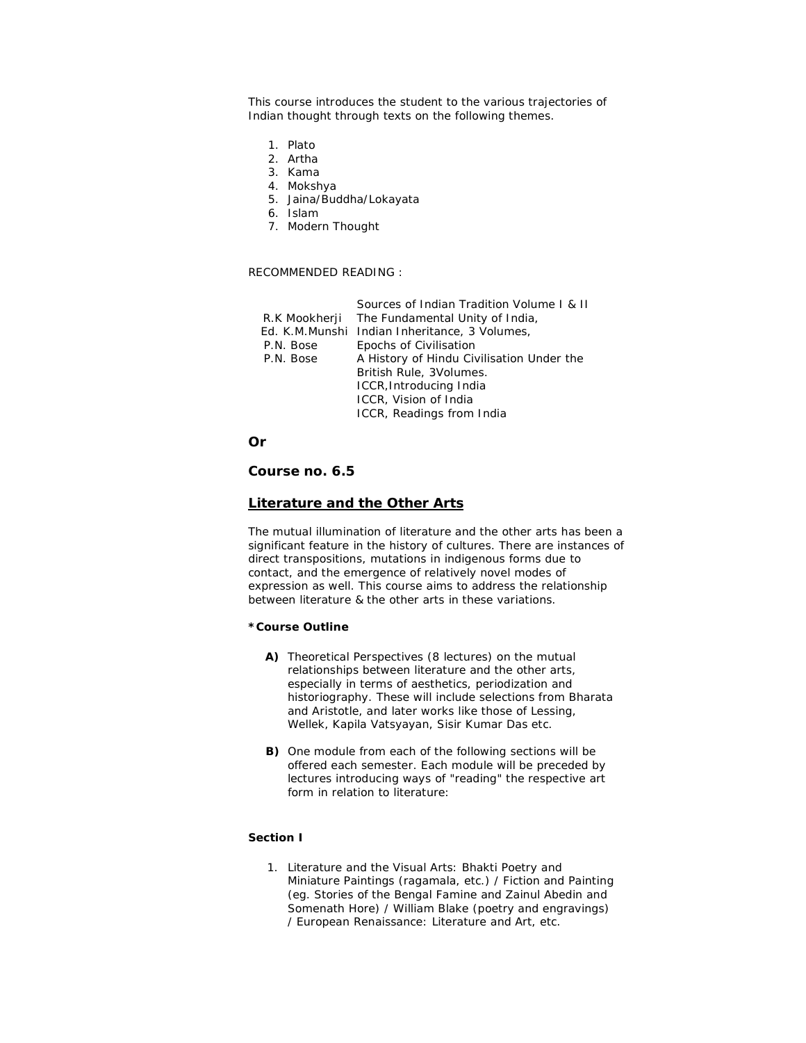This course introduces the student to the various trajectories of Indian thought through texts on the following themes.

1. Plato
2. Artha
3. Kama
4. Mokshya
5. Jaina/Buddha/Lokayata
6. Islam
7. Modern Thought

RECOMMENDED READING :

| | |
|---|---|
| | Sources of Indian Tradition Volume I & II |
| R.K Mookherji | The Fundamental Unity of India, |
| Ed. K.M.Munshi | Indian Inheritance, 3 Volumes, |
| P.N. Bose | Epochs of Civilisation |
| P.N. Bose | A History of Hindu Civilisation Under the British Rule, 3Volumes. |
| | ICCR,Introducing India |
| | ICCR, Vision of India |
| | ICCR, Readings from India |

**Or**

### Course no. 6.5

### <u>Literature and the Other Arts</u>

The mutual illumination of literature and the other arts has been a significant feature in the history of cultures. There are instances of direct transpositions, mutations in indigenous forms due to contact, and the emergence of relatively novel modes of expression as well. This course aims to address the relationship between literature & the other arts in these variations.

**\*Course Outline**

**A)** Theoretical Perspectives (8 lectures) on the mutual relationships between literature and the other arts, especially in terms of aesthetics, periodization and historiography. These will include selections from Bharata and Aristotle, and later works like those of Lessing, Wellek, Kapila Vatsyayan, Sisir Kumar Das etc.

**B)** One module from each of the following sections will be offered each semester. Each module will be preceded by lectures introducing ways of "reading" the respective art form in relation to literature:

**Section I**

1. Literature and the Visual Arts: Bhakti Poetry and Miniature Paintings (ragamala, etc.) / Fiction and Painting (eg. Stories of the Bengal Famine and Zainul Abedin and Somenath Hore) / William Blake (poetry and engravings) / European Renaissance: Literature and Art, etc.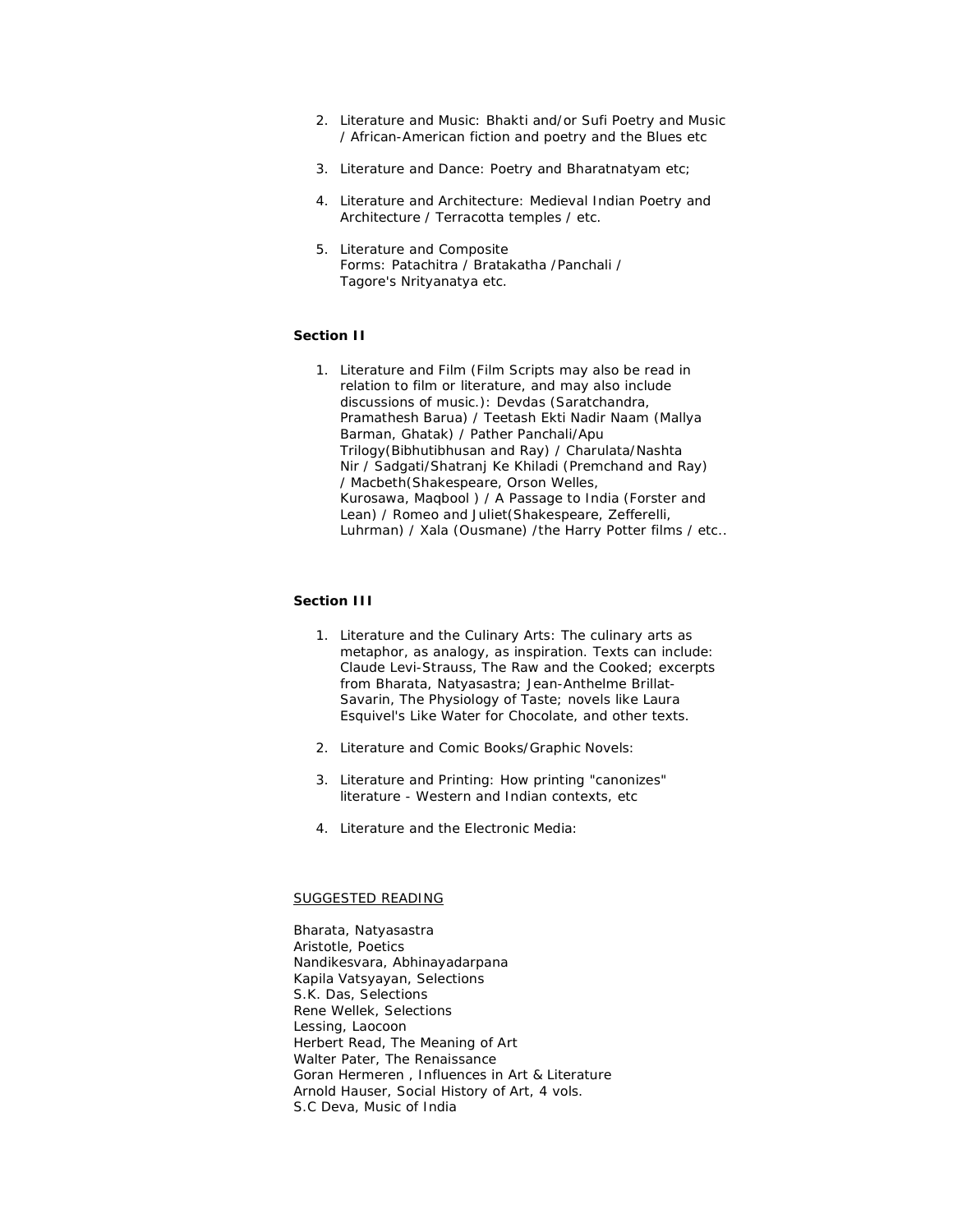2. Literature and Music: Bhakti and/or Sufi Poetry and Music / African-American fiction and poetry and the Blues etc

3. Literature and Dance: Poetry and Bharatnatyam etc;

4. Literature and Architecture: Medieval Indian Poetry and Architecture / Terracotta temples / etc.

5. Literature and Composite Forms: Patachitra / Bratakatha /Panchali / Tagore's Nrityanatya etc.

**Section II**

1. Literature and Film (Film Scripts may also be read in relation to film or literature, and may also include discussions of music.): Devdas (Saratchandra, Pramathesh Barua) / Teetash Ekti Nadir Naam (Mallya Barman, Ghatak) / Pather Panchali/Apu Trilogy(Bibhutibhusan and Ray) / Charulata/Nashta Nir / Sadgati/Shatranj Ke Khiladi (Premchand and Ray) / Macbeth(Shakespeare, Orson Welles, Kurosawa, Maqbool ) / A Passage to India (Forster and Lean) / Romeo and Juliet(Shakespeare, Zefferelli, Luhrman) / Xala (Ousmane) /the Harry Potter films / etc..

**Section III**

1. Literature and the Culinary Arts: The culinary arts as metaphor, as analogy, as inspiration. Texts can include: Claude Levi-Strauss, The Raw and the Cooked; excerpts from Bharata, Natyasastra; Jean-Anthelme Brillat-Savarin, The Physiology of Taste; novels like Laura Esquivel's Like Water for Chocolate, and other texts.

2. Literature and Comic Books/Graphic Novels:

3. Literature and Printing: How printing "canonizes" literature - Western and Indian contexts, etc

4. Literature and the Electronic Media:

<u>SUGGESTED READING</u>

Bharata, Natyasastra
Aristotle, Poetics
Nandikesvara, Abhinayadarpana
Kapila Vatsyayan, Selections
S.K. Das, Selections
Rene Wellek, Selections
Lessing, Laocoon
Herbert Read, The Meaning of Art
Walter Pater, The Renaissance
Goran Hermeren , Influences in Art & Literature
Arnold Hauser, Social History of Art, 4 vols.
S.C Deva, Music of India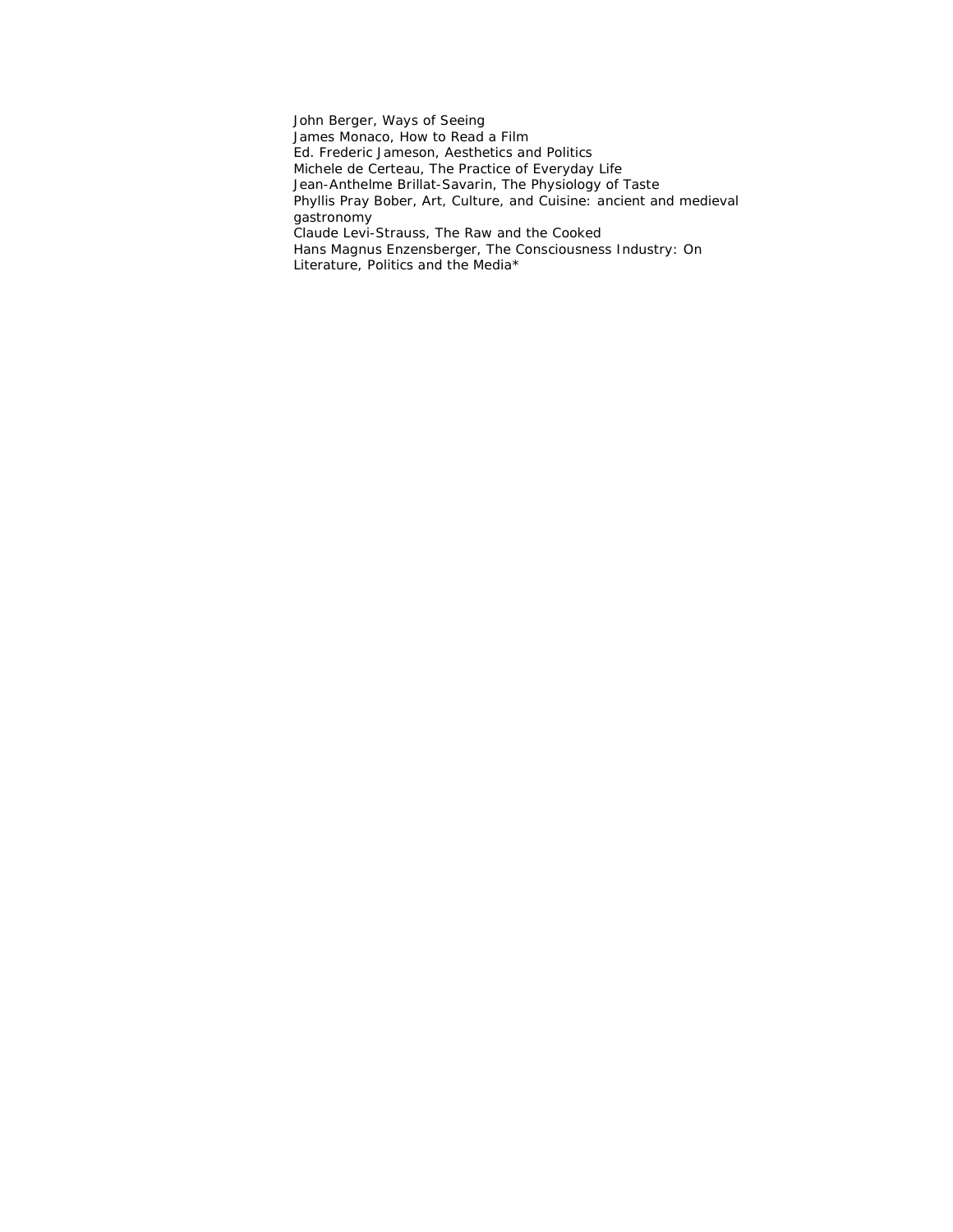John Berger, Ways of Seeing
James Monaco, How to Read a Film
Ed. Frederic Jameson, Aesthetics and Politics
Michele de Certeau, The Practice of Everyday Life
Jean-Anthelme Brillat-Savarin, The Physiology of Taste
Phyllis Pray Bober, Art, Culture, and Cuisine: ancient and medieval gastronomy
Claude Levi-Strauss, The Raw and the Cooked
Hans Magnus Enzensberger, The Consciousness Industry: On Literature, Politics and the Media*